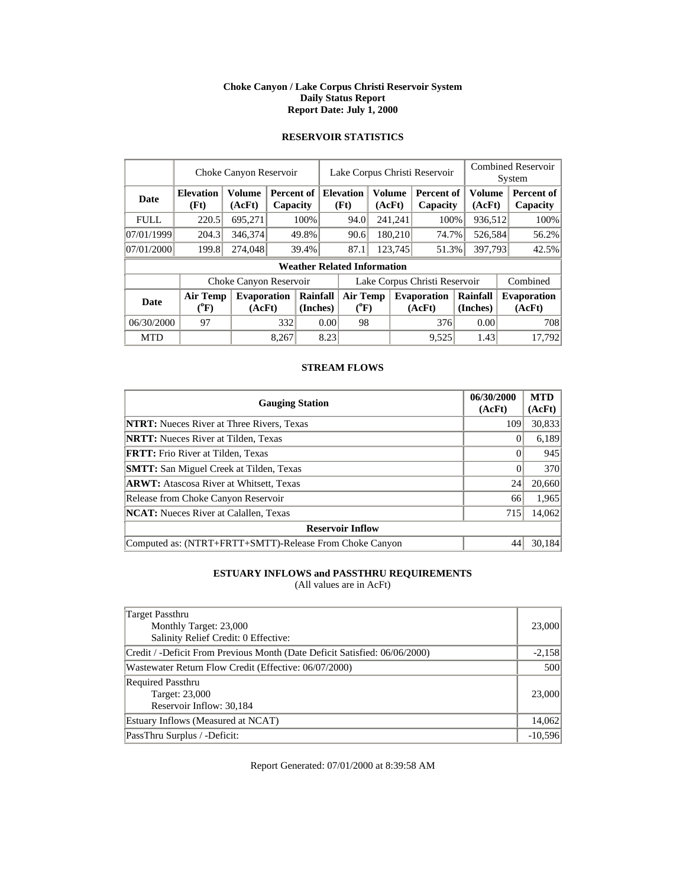**Choke Canyon / Lake Corpus Christi Reservoir System**
**Daily Status Report**
**Report Date: July 1, 2000**

## RESERVOIR STATISTICS

| | Choke Canyon Reservoir | | | Lake Corpus Christi Reservoir | | | Combined Reservoir System | |
|---|---|---|---|---|---|---|---|---|
| **Date** | **Elevation (Ft)** | **Volume (AcFt)** | **Percent of Capacity** | **Elevation (Ft)** | **Volume (AcFt)** | **Percent of Capacity** | **Volume (AcFt)** | **Percent of Capacity** |
| FULL | 220.5 | 695,271 | 100% | 94.0 | 241,241 | 100% | 936,512 | 100% |
| 07/01/1999 | 204.3 | 346,374 | 49.8% | 90.6 | 180,210 | 74.7% | 526,584 | 56.2% |
| 07/01/2000 | 199.8 | 274,048 | 39.4% | 87.1 | 123,745 | 51.3% | 397,793 | 42.5% |

**Weather Related Information**

| | Choke Canyon Reservoir | | | Lake Corpus Christi Reservoir | | | Combined |
|---|---|---|---|---|---|---|---|
| **Date** | **Air Temp (°F)** | **Evaporation (AcFt)** | **Rainfall (Inches)** | **Air Temp (°F)** | **Evaporation (AcFt)** | **Rainfall (Inches)** | **Evaporation (AcFt)** |
| 06/30/2000 | 97 | 332 | 0.00 | 98 | 376 | 0.00 | 708 |
| MTD | | 8,267 | 8.23 | | 9,525 | 1.43 | 17,792 |

## STREAM FLOWS

| Gauging Station | 06/30/2000 (AcFt) | MTD (AcFt) |
|---|---|---|
| **NTRT:** Nueces River at Three Rivers, Texas | 109 | 30,833 |
| **NRTT:** Nueces River at Tilden, Texas | 0 | 6,189 |
| **FRTT:** Frio River at Tilden, Texas | 0 | 945 |
| **SMTT:** San Miguel Creek at Tilden, Texas | 0 | 370 |
| **ARWT:** Atascosa River at Whitsett, Texas | 24 | 20,660 |
| Release from Choke Canyon Reservoir | 66 | 1,965 |
| **NCAT:** Nueces River at Calallen, Texas | 715 | 14,062 |
| **Reservoir Inflow** | | |
| Computed as: (NTRT+FRTT+SMTT)-Release From Choke Canyon | 44 | 30,184 |

## ESTUARY INFLOWS and PASSTHRU REQUIREMENTS

(All values are in AcFt)

| | |
|---|---|
| Target Passthru<br>Monthly Target: 23,000<br>Salinity Relief Credit: 0 Effective: | 23,000 |
| Credit / -Deficit From Previous Month (Date Deficit Satisfied: 06/06/2000) | -2,158 |
| Wastewater Return Flow Credit (Effective: 06/07/2000) | 500 |
| Required Passthru<br>Target: 23,000<br>Reservoir Inflow: 30,184 | 23,000 |
| Estuary Inflows (Measured at NCAT) | 14,062 |
| PassThru Surplus / -Deficit: | -10,596 |

Report Generated: 07/01/2000 at 8:39:58 AM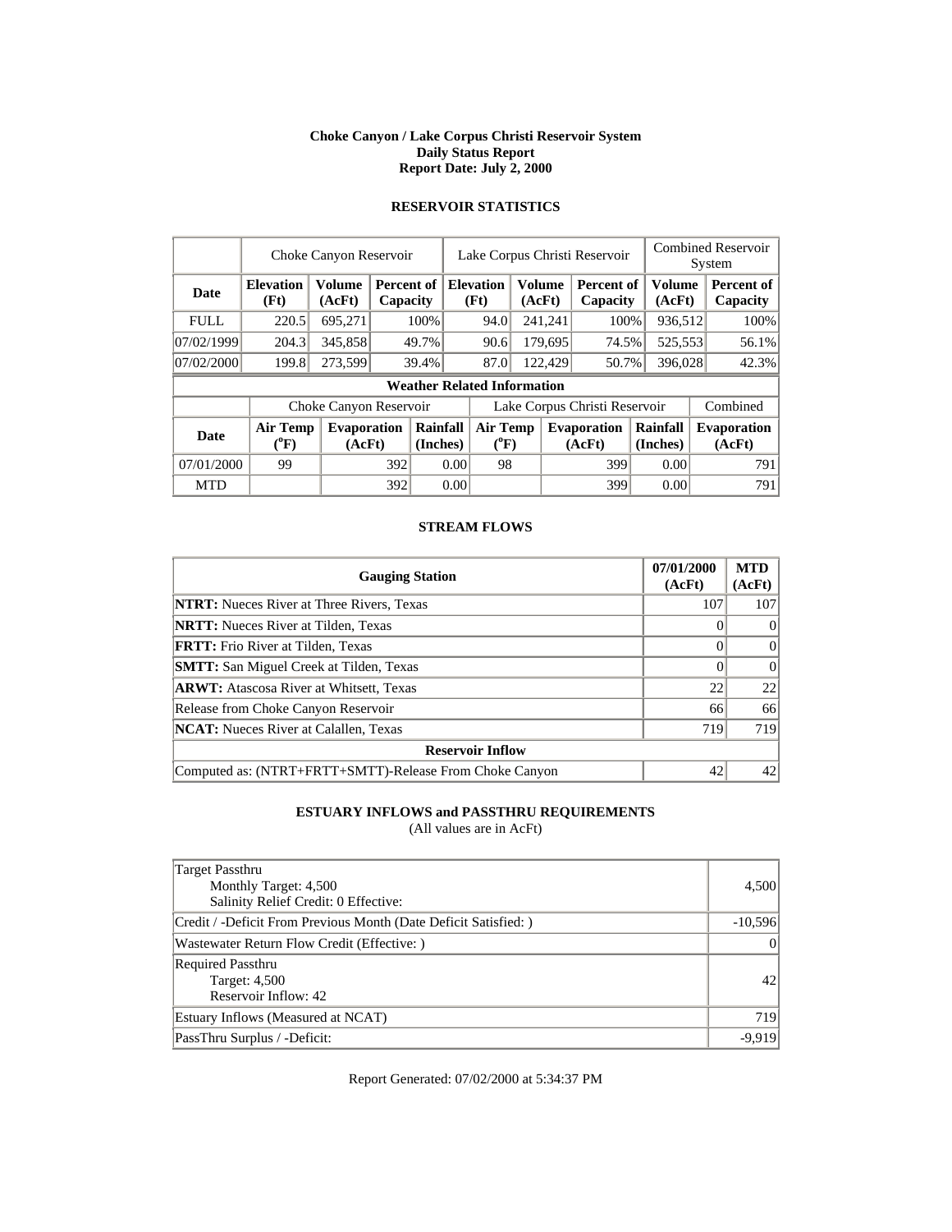# Choke Canyon / Lake Corpus Christi Reservoir System
## Daily Status Report
## Report Date: July 2, 2000

### RESERVOIR STATISTICS

| | Choke Canyon Reservoir | | | Lake Corpus Christi Reservoir | | | Combined Reservoir System | |
|---|---|---|---|---|---|---|---|---|
| **Date** | **Elevation (Ft)** | **Volume (AcFt)** | **Percent of Capacity** | **Elevation (Ft)** | **Volume (AcFt)** | **Percent of Capacity** | **Volume (AcFt)** | **Percent of Capacity** |
| FULL | 220.5 | 695,271 | 100% | 94.0 | 241,241 | 100% | 936,512 | 100% |
| 07/02/1999 | 204.3 | 345,858 | 49.7% | 90.6 | 179,695 | 74.5% | 525,553 | 56.1% |
| 07/02/2000 | 199.8 | 273,599 | 39.4% | 87.0 | 122,429 | 50.7% | 396,028 | 42.3% |

**Weather Related Information**

| | Choke Canyon Reservoir | | | Lake Corpus Christi Reservoir | | | Combined |
|---|---|---|---|---|---|---|---|
| **Date** | **Air Temp (°F)** | **Evaporation (AcFt)** | **Rainfall (Inches)** | **Air Temp (°F)** | **Evaporation (AcFt)** | **Rainfall (Inches)** | **Evaporation (AcFt)** |
| 07/01/2000 | 99 | 392 | 0.00 | 98 | 399 | 0.00 | 791 |
| MTD | | 392 | 0.00 | | 399 | 0.00 | 791 |

### STREAM FLOWS

| Gauging Station | 07/01/2000 (AcFt) | MTD (AcFt) |
|---|---|---|
| **NTRT:** Nueces River at Three Rivers, Texas | 107 | 107 |
| **NRTT:** Nueces River at Tilden, Texas | 0 | 0 |
| **FRTT:** Frio River at Tilden, Texas | 0 | 0 |
| **SMTT:** San Miguel Creek at Tilden, Texas | 0 | 0 |
| **ARWT:** Atascosa River at Whitsett, Texas | 22 | 22 |
| Release from Choke Canyon Reservoir | 66 | 66 |
| **NCAT:** Nueces River at Calallen, Texas | 719 | 719 |
| **Reservoir Inflow** | | |
| Computed as: (NTRT+FRTT+SMTT)-Release From Choke Canyon | 42 | 42 |

### ESTUARY INFLOWS and PASSTHRU REQUIREMENTS
(All values are in AcFt)

| | |
|---|---|
| Target Passthru<br>Monthly Target: 4,500<br>Salinity Relief Credit: 0 Effective: | 4,500 |
| Credit / -Deficit From Previous Month (Date Deficit Satisfied: ) | -10,596 |
| Wastewater Return Flow Credit (Effective: ) | 0 |
| Required Passthru<br>Target: 4,500<br>Reservoir Inflow: 42 | 42 |
| Estuary Inflows (Measured at NCAT) | 719 |
| PassThru Surplus / -Deficit: | -9,919 |

Report Generated: 07/02/2000 at 5:34:37 PM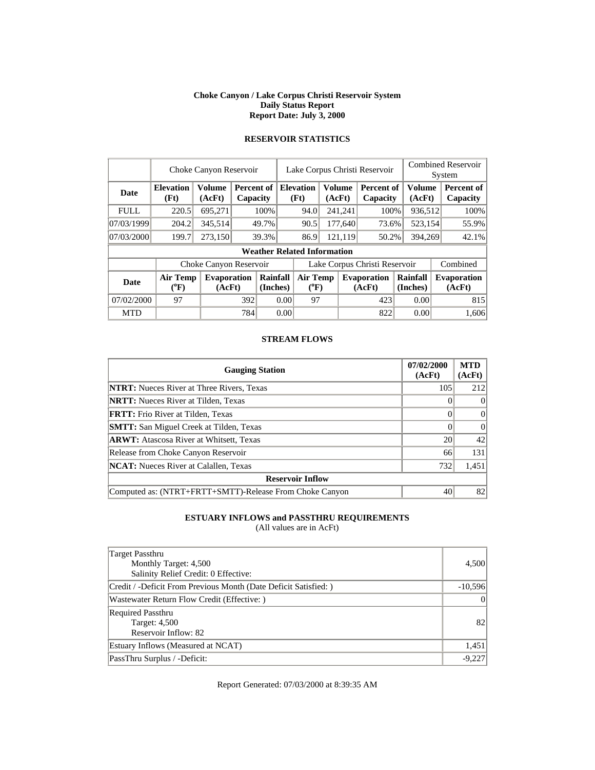**Choke Canyon / Lake Corpus Christi Reservoir System**
**Daily Status Report**
**Report Date: July 3, 2000**

## RESERVOIR STATISTICS

| | Choke Canyon Reservoir | | | Lake Corpus Christi Reservoir | | | Combined Reservoir System | |
|---|---|---|---|---|---|---|---|---|
| **Date** | **Elevation (Ft)** | **Volume (AcFt)** | **Percent of Capacity** | **Elevation (Ft)** | **Volume (AcFt)** | **Percent of Capacity** | **Volume (AcFt)** | **Percent of Capacity** |
| FULL | 220.5 | 695,271 | 100% | 94.0 | 241,241 | 100% | 936,512 | 100% |
| 07/03/1999 | 204.2 | 345,514 | 49.7% | 90.5 | 177,640 | 73.6% | 523,154 | 55.9% |
| 07/03/2000 | 199.7 | 273,150 | 39.3% | 86.9 | 121,119 | 50.2% | 394,269 | 42.1% |

**Weather Related Information**

| | Choke Canyon Reservoir | | | Lake Corpus Christi Reservoir | | | Combined |
|---|---|---|---|---|---|---|---|
| **Date** | **Air Temp (°F)** | **Evaporation (AcFt)** | **Rainfall (Inches)** | **Air Temp (°F)** | **Evaporation (AcFt)** | **Rainfall (Inches)** | **Evaporation (AcFt)** |
| 07/02/2000 | 97 | 392 | 0.00 | 97 | 423 | 0.00 | 815 |
| MTD | | 784 | 0.00 | | 822 | 0.00 | 1,606 |

## STREAM FLOWS

| Gauging Station | 07/02/2000 (AcFt) | MTD (AcFt) |
|---|---|---|
| **NTRT:** Nueces River at Three Rivers, Texas | 105 | 212 |
| **NRTT:** Nueces River at Tilden, Texas | 0 | 0 |
| **FRTT:** Frio River at Tilden, Texas | 0 | 0 |
| **SMTT:** San Miguel Creek at Tilden, Texas | 0 | 0 |
| **ARWT:** Atascosa River at Whitsett, Texas | 20 | 42 |
| Release from Choke Canyon Reservoir | 66 | 131 |
| **NCAT:** Nueces River at Calallen, Texas | 732 | 1,451 |
| **Reservoir Inflow** | | |
| Computed as: (NTRT+FRTT+SMTT)-Release From Choke Canyon | 40 | 82 |

## ESTUARY INFLOWS and PASSTHRU REQUIREMENTS

(All values are in AcFt)

| | |
|---|---|
| Target Passthru<br>Monthly Target: 4,500<br>Salinity Relief Credit: 0 Effective: | 4,500 |
| Credit / -Deficit From Previous Month (Date Deficit Satisfied: ) | -10,596 |
| Wastewater Return Flow Credit (Effective: ) | 0 |
| Required Passthru<br>Target: 4,500<br>Reservoir Inflow: 82 | 82 |
| Estuary Inflows (Measured at NCAT) | 1,451 |
| PassThru Surplus / -Deficit: | -9,227 |

Report Generated: 07/03/2000 at 8:39:35 AM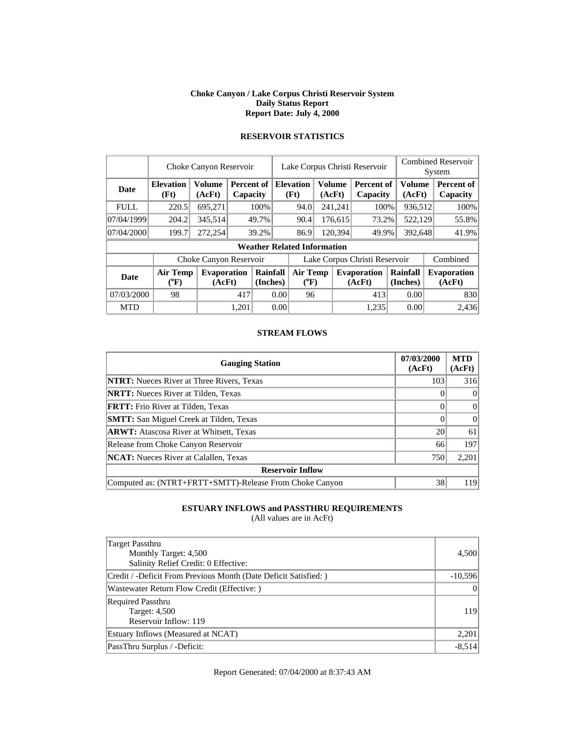# Choke Canyon / Lake Corpus Christi Reservoir System
## Daily Status Report
### Report Date: July 4, 2000

## RESERVOIR STATISTICS

| | Choke Canyon Reservoir | | | Lake Corpus Christi Reservoir | | | Combined Reservoir System | |
|---|---|---|---|---|---|---|---|---|
| **Date** | **Elevation (Ft)** | **Volume (AcFt)** | **Percent of Capacity** | **Elevation (Ft)** | **Volume (AcFt)** | **Percent of Capacity** | **Volume (AcFt)** | **Percent of Capacity** |
| FULL | 220.5 | 695,271 | 100% | 94.0 | 241,241 | 100% | 936,512 | 100% |
| 07/04/1999 | 204.2 | 345,514 | 49.7% | 90.4 | 176,615 | 73.2% | 522,129 | 55.8% |
| 07/04/2000 | 199.7 | 272,254 | 39.2% | 86.9 | 120,394 | 49.9% | 392,648 | 41.9% |

**Weather Related Information**

| | Choke Canyon Reservoir | | | Lake Corpus Christi Reservoir | | | Combined |
|---|---|---|---|---|---|---|---|
| **Date** | **Air Temp (°F)** | **Evaporation (AcFt)** | **Rainfall (Inches)** | **Air Temp (°F)** | **Evaporation (AcFt)** | **Rainfall (Inches)** | **Evaporation (AcFt)** |
| 07/03/2000 | 98 | 417 | 0.00 | 96 | 413 | 0.00 | 830 |
| MTD | | 1,201 | 0.00 | | 1,235 | 0.00 | 2,436 |

## STREAM FLOWS

| Gauging Station | 07/03/2000 (AcFt) | MTD (AcFt) |
|---|---|---|
| **NTRT:** Nueces River at Three Rivers, Texas | 103 | 316 |
| **NRTT:** Nueces River at Tilden, Texas | 0 | 0 |
| **FRTT:** Frio River at Tilden, Texas | 0 | 0 |
| **SMTT:** San Miguel Creek at Tilden, Texas | 0 | 0 |
| **ARWT:** Atascosa River at Whitsett, Texas | 20 | 61 |
| Release from Choke Canyon Reservoir | 66 | 197 |
| **NCAT:** Nueces River at Calallen, Texas | 750 | 2,201 |
| **Reservoir Inflow** | | |
| Computed as: (NTRT+FRTT+SMTT)-Release From Choke Canyon | 38 | 119 |

## ESTUARY INFLOWS and PASSTHRU REQUIREMENTS
(All values are in AcFt)

| | |
|---|---|
| Target Passthru<br>Monthly Target: 4,500<br>Salinity Relief Credit: 0 Effective: | 4,500 |
| Credit / -Deficit From Previous Month (Date Deficit Satisfied: ) | -10,596 |
| Wastewater Return Flow Credit (Effective: ) | 0 |
| Required Passthru<br>Target: 4,500<br>Reservoir Inflow: 119 | 119 |
| Estuary Inflows (Measured at NCAT) | 2,201 |
| PassThru Surplus / -Deficit: | -8,514 |

Report Generated: 07/04/2000 at 8:37:43 AM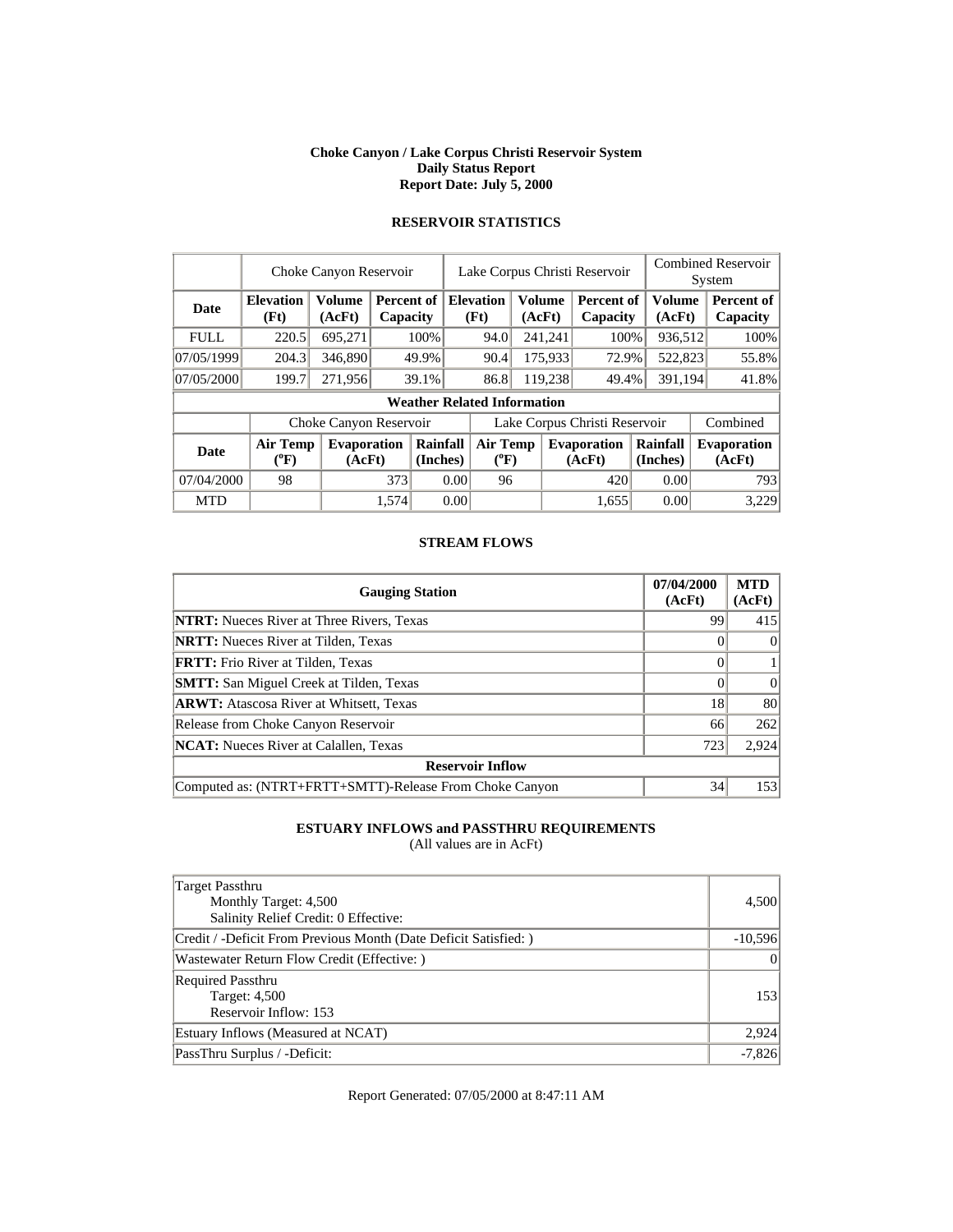**Choke Canyon / Lake Corpus Christi Reservoir System**
**Daily Status Report**
**Report Date: July 5, 2000**

## RESERVOIR STATISTICS

| | Choke Canyon Reservoir | | | Lake Corpus Christi Reservoir | | | Combined Reservoir System | |
|---|---|---|---|---|---|---|---|---|
| **Date** | **Elevation (Ft)** | **Volume (AcFt)** | **Percent of Capacity** | **Elevation (Ft)** | **Volume (AcFt)** | **Percent of Capacity** | **Volume (AcFt)** | **Percent of Capacity** |
| FULL | 220.5 | 695,271 | 100% | 94.0 | 241,241 | 100% | 936,512 | 100% |
| 07/05/1999 | 204.3 | 346,890 | 49.9% | 90.4 | 175,933 | 72.9% | 522,823 | 55.8% |
| 07/05/2000 | 199.7 | 271,956 | 39.1% | 86.8 | 119,238 | 49.4% | 391,194 | 41.8% |

**Weather Related Information**

| | Choke Canyon Reservoir | | | Lake Corpus Christi Reservoir | | | Combined |
|---|---|---|---|---|---|---|---|
| **Date** | **Air Temp (°F)** | **Evaporation (AcFt)** | **Rainfall (Inches)** | **Air Temp (°F)** | **Evaporation (AcFt)** | **Rainfall (Inches)** | **Evaporation (AcFt)** |
| 07/04/2000 | 98 | 373 | 0.00 | 96 | 420 | 0.00 | 793 |
| MTD | | 1,574 | 0.00 | | 1,655 | 0.00 | 3,229 |

## STREAM FLOWS

| Gauging Station | 07/04/2000 (AcFt) | MTD (AcFt) |
|---|---|---|
| **NTRT:** Nueces River at Three Rivers, Texas | 99 | 415 |
| **NRTT:** Nueces River at Tilden, Texas | 0 | 0 |
| **FRTT:** Frio River at Tilden, Texas | 0 | 1 |
| **SMTT:** San Miguel Creek at Tilden, Texas | 0 | 0 |
| **ARWT:** Atascosa River at Whitsett, Texas | 18 | 80 |
| Release from Choke Canyon Reservoir | 66 | 262 |
| **NCAT:** Nueces River at Calallen, Texas | 723 | 2,924 |
| **Reservoir Inflow** | | |
| Computed as: (NTRT+FRTT+SMTT)-Release From Choke Canyon | 34 | 153 |

## ESTUARY INFLOWS and PASSTHRU REQUIREMENTS

(All values are in AcFt)

| | |
|---|---|
| Target Passthru<br>Monthly Target: 4,500<br>Salinity Relief Credit: 0 Effective: | 4,500 |
| Credit / -Deficit From Previous Month (Date Deficit Satisfied: ) | -10,596 |
| Wastewater Return Flow Credit (Effective: ) | 0 |
| Required Passthru<br>Target: 4,500<br>Reservoir Inflow: 153 | 153 |
| Estuary Inflows (Measured at NCAT) | 2,924 |
| PassThru Surplus / -Deficit: | -7,826 |

Report Generated: 07/05/2000 at 8:47:11 AM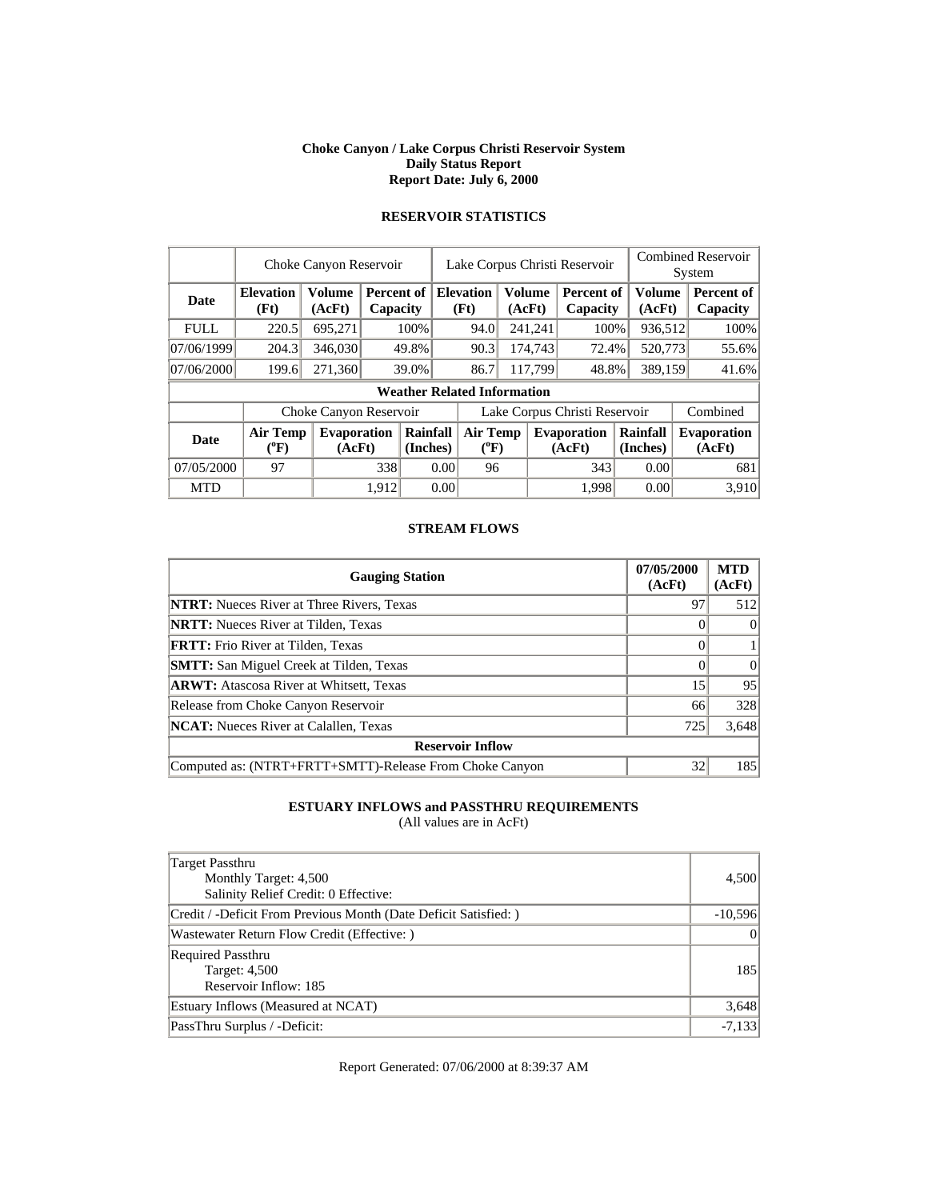# Choke Canyon / Lake Corpus Christi Reservoir System
## Daily Status Report
### Report Date: July 6, 2000

## RESERVOIR STATISTICS

| | Choke Canyon Reservoir | | | Lake Corpus Christi Reservoir | | | Combined Reservoir System | |
|---|---|---|---|---|---|---|---|---|
| **Date** | **Elevation (Ft)** | **Volume (AcFt)** | **Percent of Capacity** | **Elevation (Ft)** | **Volume (AcFt)** | **Percent of Capacity** | **Volume (AcFt)** | **Percent of Capacity** |
| FULL | 220.5 | 695,271 | 100% | 94.0 | 241,241 | 100% | 936,512 | 100% |
| 07/06/1999 | 204.3 | 346,030 | 49.8% | 90.3 | 174,743 | 72.4% | 520,773 | 55.6% |
| 07/06/2000 | 199.6 | 271,360 | 39.0% | 86.7 | 117,799 | 48.8% | 389,159 | 41.6% |

**Weather Related Information**

| | Choke Canyon Reservoir | | | Lake Corpus Christi Reservoir | | | Combined |
|---|---|---|---|---|---|---|---|
| **Date** | **Air Temp (ºF)** | **Evaporation (AcFt)** | **Rainfall (Inches)** | **Air Temp (ºF)** | **Evaporation (AcFt)** | **Rainfall (Inches)** | **Evaporation (AcFt)** |
| 07/05/2000 | 97 | 338 | 0.00 | 96 | 343 | 0.00 | 681 |
| MTD | | 1,912 | 0.00 | | 1,998 | 0.00 | 3,910 |

## STREAM FLOWS

| Gauging Station | 07/05/2000 (AcFt) | MTD (AcFt) |
|---|---|---|
| **NTRT:** Nueces River at Three Rivers, Texas | 97 | 512 |
| **NRTT:** Nueces River at Tilden, Texas | 0 | 0 |
| **FRTT:** Frio River at Tilden, Texas | 0 | 1 |
| **SMTT:** San Miguel Creek at Tilden, Texas | 0 | 0 |
| **ARWT:** Atascosa River at Whitsett, Texas | 15 | 95 |
| Release from Choke Canyon Reservoir | 66 | 328 |
| **NCAT:** Nueces River at Calallen, Texas | 725 | 3,648 |
| **Reservoir Inflow** | | |
| Computed as: (NTRT+FRTT+SMTT)-Release From Choke Canyon | 32 | 185 |

## ESTUARY INFLOWS and PASSTHRU REQUIREMENTS

(All values are in AcFt)

| | |
|---|---|
| Target Passthru<br>Monthly Target: 4,500<br>Salinity Relief Credit: 0 Effective: | 4,500 |
| Credit / -Deficit From Previous Month (Date Deficit Satisfied: ) | -10,596 |
| Wastewater Return Flow Credit (Effective: ) | 0 |
| Required Passthru<br>Target: 4,500<br>Reservoir Inflow: 185 | 185 |
| Estuary Inflows (Measured at NCAT) | 3,648 |
| PassThru Surplus / -Deficit: | -7,133 |

Report Generated: 07/06/2000 at 8:39:37 AM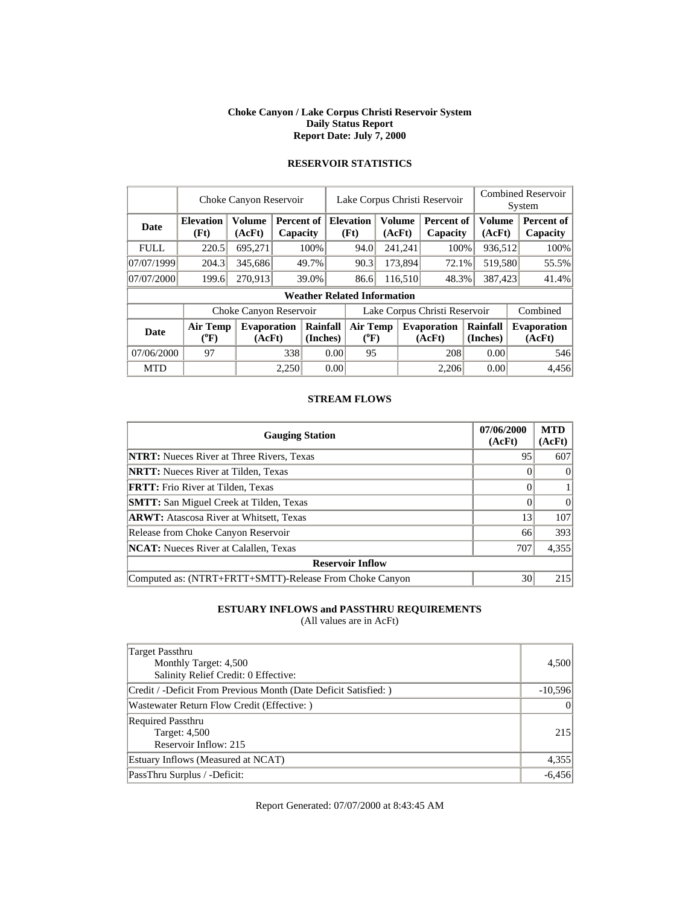# Choke Canyon / Lake Corpus Christi Reservoir System
## Daily Status Report
### Report Date: July 7, 2000

## RESERVOIR STATISTICS

| | Choke Canyon Reservoir | | | Lake Corpus Christi Reservoir | | | Combined Reservoir System | |
|---|---|---|---|---|---|---|---|---|
| **Date** | **Elevation (Ft)** | **Volume (AcFt)** | **Percent of Capacity** | **Elevation (Ft)** | **Volume (AcFt)** | **Percent of Capacity** | **Volume (AcFt)** | **Percent of Capacity** |
| FULL | 220.5 | 695,271 | 100% | 94.0 | 241,241 | 100% | 936,512 | 100% |
| 07/07/1999 | 204.3 | 345,686 | 49.7% | 90.3 | 173,894 | 72.1% | 519,580 | 55.5% |
| 07/07/2000 | 199.6 | 270,913 | 39.0% | 86.6 | 116,510 | 48.3% | 387,423 | 41.4% |

**Weather Related Information**

| | Choke Canyon Reservoir | | | Lake Corpus Christi Reservoir | | | Combined |
|---|---|---|---|---|---|---|---|
| **Date** | **Air Temp (°F)** | **Evaporation (AcFt)** | **Rainfall (Inches)** | **Air Temp (°F)** | **Evaporation (AcFt)** | **Rainfall (Inches)** | **Evaporation (AcFt)** |
| 07/06/2000 | 97 | 338 | 0.00 | 95 | 208 | 0.00 | 546 |
| MTD | | 2,250 | 0.00 | | 2,206 | 0.00 | 4,456 |

## STREAM FLOWS

| Gauging Station | 07/06/2000 (AcFt) | MTD (AcFt) |
|---|---|---|
| **NTRT:** Nueces River at Three Rivers, Texas | 95 | 607 |
| **NRTT:** Nueces River at Tilden, Texas | 0 | 0 |
| **FRTT:** Frio River at Tilden, Texas | 0 | 1 |
| **SMTT:** San Miguel Creek at Tilden, Texas | 0 | 0 |
| **ARWT:** Atascosa River at Whitsett, Texas | 13 | 107 |
| Release from Choke Canyon Reservoir | 66 | 393 |
| **NCAT:** Nueces River at Calallen, Texas | 707 | 4,355 |
| **Reservoir Inflow** | | |
| Computed as: (NTRT+FRTT+SMTT)-Release From Choke Canyon | 30 | 215 |

## ESTUARY INFLOWS and PASSTHRU REQUIREMENTS

(All values are in AcFt)

| | |
|---|---|
| Target Passthru<br>Monthly Target: 4,500<br>Salinity Relief Credit: 0 Effective: | 4,500 |
| Credit / -Deficit From Previous Month (Date Deficit Satisfied: ) | -10,596 |
| Wastewater Return Flow Credit (Effective: ) | 0 |
| Required Passthru<br>Target: 4,500<br>Reservoir Inflow: 215 | 215 |
| Estuary Inflows (Measured at NCAT) | 4,355 |
| PassThru Surplus / -Deficit: | -6,456 |

Report Generated: 07/07/2000 at 8:43:45 AM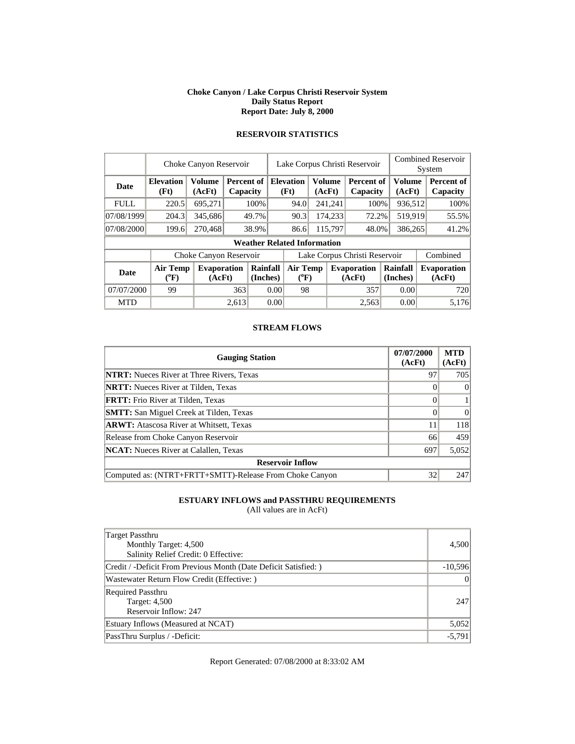# Choke Canyon / Lake Corpus Christi Reservoir System
## Daily Status Report
### Report Date: July 8, 2000

## RESERVOIR STATISTICS

| | Choke Canyon Reservoir | | | Lake Corpus Christi Reservoir | | | Combined Reservoir System | |
|---|---|---|---|---|---|---|---|---|
| **Date** | **Elevation (Ft)** | **Volume (AcFt)** | **Percent of Capacity** | **Elevation (Ft)** | **Volume (AcFt)** | **Percent of Capacity** | **Volume (AcFt)** | **Percent of Capacity** |
| FULL | 220.5 | 695,271 | 100% | 94.0 | 241,241 | 100% | 936,512 | 100% |
| 07/08/1999 | 204.3 | 345,686 | 49.7% | 90.3 | 174,233 | 72.2% | 519,919 | 55.5% |
| 07/08/2000 | 199.6 | 270,468 | 38.9% | 86.6 | 115,797 | 48.0% | 386,265 | 41.2% |

**Weather Related Information**

| | Choke Canyon Reservoir | | | Lake Corpus Christi Reservoir | | | Combined |
|---|---|---|---|---|---|---|---|
| **Date** | **Air Temp (°F)** | **Evaporation (AcFt)** | **Rainfall (Inches)** | **Air Temp (°F)** | **Evaporation (AcFt)** | **Rainfall (Inches)** | **Evaporation (AcFt)** |
| 07/07/2000 | 99 | 363 | 0.00 | 98 | 357 | 0.00 | 720 |
| MTD | | 2,613 | 0.00 | | 2,563 | 0.00 | 5,176 |

## STREAM FLOWS

| Gauging Station | 07/07/2000 (AcFt) | MTD (AcFt) |
|---|---|---|
| **NTRT:** Nueces River at Three Rivers, Texas | 97 | 705 |
| **NRTT:** Nueces River at Tilden, Texas | 0 | 0 |
| **FRTT:** Frio River at Tilden, Texas | 0 | 1 |
| **SMTT:** San Miguel Creek at Tilden, Texas | 0 | 0 |
| **ARWT:** Atascosa River at Whitsett, Texas | 11 | 118 |
| Release from Choke Canyon Reservoir | 66 | 459 |
| **NCAT:** Nueces River at Calallen, Texas | 697 | 5,052 |
| **Reservoir Inflow** | | |
| Computed as: (NTRT+FRTT+SMTT)-Release From Choke Canyon | 32 | 247 |

## ESTUARY INFLOWS and PASSTHRU REQUIREMENTS
(All values are in AcFt)

| | |
|---|---|
| Target Passthru<br>Monthly Target: 4,500<br>Salinity Relief Credit: 0 Effective: | 4,500 |
| Credit / -Deficit From Previous Month (Date Deficit Satisfied: ) | -10,596 |
| Wastewater Return Flow Credit (Effective: ) | 0 |
| Required Passthru<br>Target: 4,500<br>Reservoir Inflow: 247 | 247 |
| Estuary Inflows (Measured at NCAT) | 5,052 |
| PassThru Surplus / -Deficit: | -5,791 |

Report Generated: 07/08/2000 at 8:33:02 AM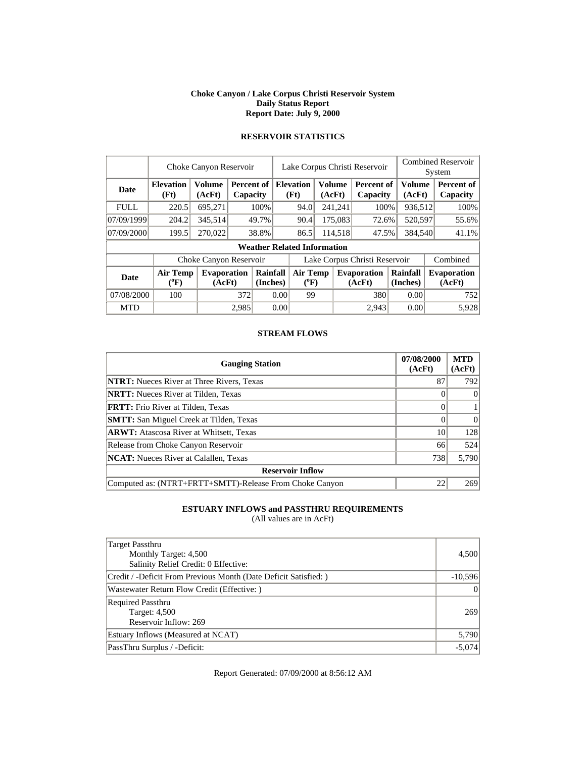# Choke Canyon / Lake Corpus Christi Reservoir System
## Daily Status Report
### Report Date: July 9, 2000

## RESERVOIR STATISTICS

| | Choke Canyon Reservoir | | | Lake Corpus Christi Reservoir | | | Combined Reservoir System | |
|---|---|---|---|---|---|---|---|---|
| **Date** | **Elevation (Ft)** | **Volume (AcFt)** | **Percent of Capacity** | **Elevation (Ft)** | **Volume (AcFt)** | **Percent of Capacity** | **Volume (AcFt)** | **Percent of Capacity** |
| FULL | 220.5 | 695,271 | 100% | 94.0 | 241,241 | 100% | 936,512 | 100% |
| 07/09/1999 | 204.2 | 345,514 | 49.7% | 90.4 | 175,083 | 72.6% | 520,597 | 55.6% |
| 07/09/2000 | 199.5 | 270,022 | 38.8% | 86.5 | 114,518 | 47.5% | 384,540 | 41.1% |

**Weather Related Information**

| | Choke Canyon Reservoir | | | Lake Corpus Christi Reservoir | | | Combined |
|---|---|---|---|---|---|---|---|
| **Date** | **Air Temp (°F)** | **Evaporation (AcFt)** | **Rainfall (Inches)** | **Air Temp (°F)** | **Evaporation (AcFt)** | **Rainfall (Inches)** | **Evaporation (AcFt)** |
| 07/08/2000 | 100 | 372 | 0.00 | 99 | 380 | 0.00 | 752 |
| MTD | | 2,985 | 0.00 | | 2,943 | 0.00 | 5,928 |

## STREAM FLOWS

| Gauging Station | 07/08/2000 (AcFt) | MTD (AcFt) |
|---|---|---|
| **NTRT:** Nueces River at Three Rivers, Texas | 87 | 792 |
| **NRTT:** Nueces River at Tilden, Texas | 0 | 0 |
| **FRTT:** Frio River at Tilden, Texas | 0 | 1 |
| **SMTT:** San Miguel Creek at Tilden, Texas | 0 | 0 |
| **ARWT:** Atascosa River at Whitsett, Texas | 10 | 128 |
| Release from Choke Canyon Reservoir | 66 | 524 |
| **NCAT:** Nueces River at Calallen, Texas | 738 | 5,790 |
| **Reservoir Inflow** | | |
| Computed as: (NTRT+FRTT+SMTT)-Release From Choke Canyon | 22 | 269 |

## ESTUARY INFLOWS and PASSTHRU REQUIREMENTS
(All values are in AcFt)

| | |
|---|---|
| Target Passthru<br>Monthly Target: 4,500<br>Salinity Relief Credit: 0 Effective: | 4,500 |
| Credit / -Deficit From Previous Month (Date Deficit Satisfied: ) | -10,596 |
| Wastewater Return Flow Credit (Effective: ) | 0 |
| Required Passthru<br>Target: 4,500<br>Reservoir Inflow: 269 | 269 |
| Estuary Inflows (Measured at NCAT) | 5,790 |
| PassThru Surplus / -Deficit: | -5,074 |

Report Generated: 07/09/2000 at 8:56:12 AM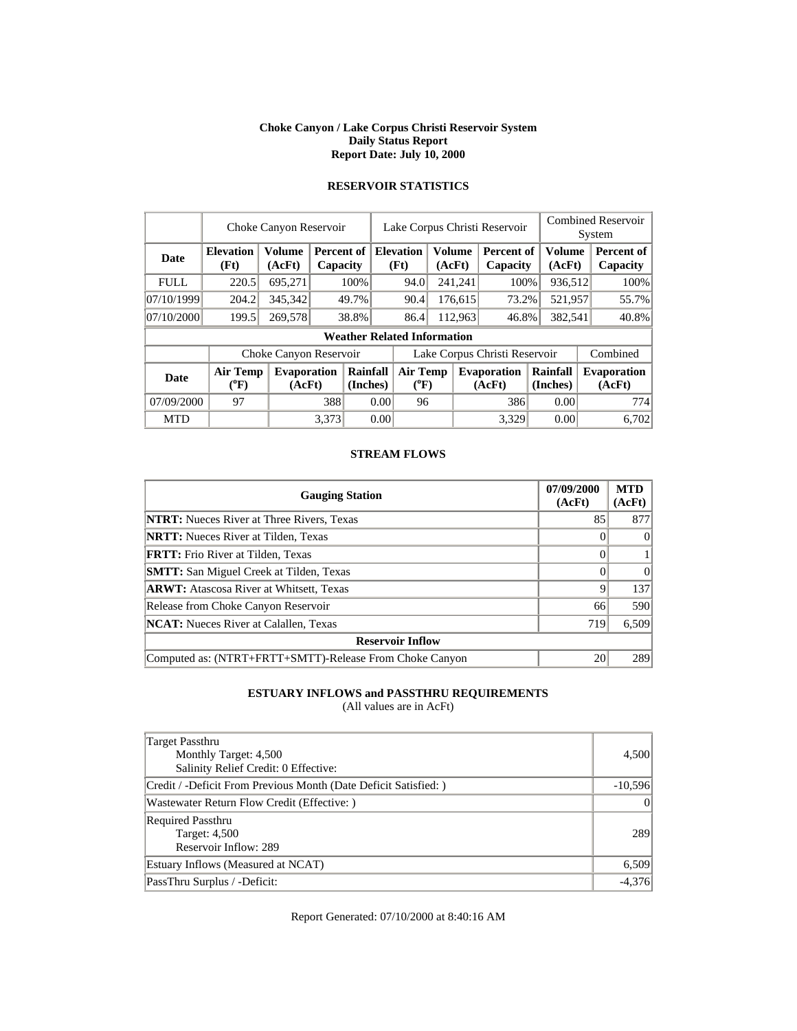# Choke Canyon / Lake Corpus Christi Reservoir System
## Daily Status Report
## Report Date: July 10, 2000

### RESERVOIR STATISTICS

| | Choke Canyon Reservoir | | | Lake Corpus Christi Reservoir | | | Combined Reservoir System | |
|---|---|---|---|---|---|---|---|---|
| **Date** | **Elevation (Ft)** | **Volume (AcFt)** | **Percent of Capacity** | **Elevation (Ft)** | **Volume (AcFt)** | **Percent of Capacity** | **Volume (AcFt)** | **Percent of Capacity** |
| FULL | 220.5 | 695,271 | 100% | 94.0 | 241,241 | 100% | 936,512 | 100% |
| 07/10/1999 | 204.2 | 345,342 | 49.7% | 90.4 | 176,615 | 73.2% | 521,957 | 55.7% |
| 07/10/2000 | 199.5 | 269,578 | 38.8% | 86.4 | 112,963 | 46.8% | 382,541 | 40.8% |

**Weather Related Information**

| | Choke Canyon Reservoir | | | Lake Corpus Christi Reservoir | | | Combined |
|---|---|---|---|---|---|---|---|
| **Date** | **Air Temp (ºF)** | **Evaporation (AcFt)** | **Rainfall (Inches)** | **Air Temp (ºF)** | **Evaporation (AcFt)** | **Rainfall (Inches)** | **Evaporation (AcFt)** |
| 07/09/2000 | 97 | 388 | 0.00 | 96 | 386 | 0.00 | 774 |
| MTD | | 3,373 | 0.00 | | 3,329 | 0.00 | 6,702 |

### STREAM FLOWS

| Gauging Station | 07/09/2000 (AcFt) | MTD (AcFt) |
|---|---|---|
| **NTRT:** Nueces River at Three Rivers, Texas | 85 | 877 |
| **NRTT:** Nueces River at Tilden, Texas | 0 | 0 |
| **FRTT:** Frio River at Tilden, Texas | 0 | 1 |
| **SMTT:** San Miguel Creek at Tilden, Texas | 0 | 0 |
| **ARWT:** Atascosa River at Whitsett, Texas | 9 | 137 |
| Release from Choke Canyon Reservoir | 66 | 590 |
| **NCAT:** Nueces River at Calallen, Texas | 719 | 6,509 |
| **Reservoir Inflow** | | |
| Computed as: (NTRT+FRTT+SMTT)-Release From Choke Canyon | 20 | 289 |

### ESTUARY INFLOWS and PASSTHRU REQUIREMENTS
(All values are in AcFt)

| | |
|---|---|
| Target Passthru<br>Monthly Target: 4,500<br>Salinity Relief Credit: 0 Effective: | 4,500 |
| Credit / -Deficit From Previous Month (Date Deficit Satisfied: ) | -10,596 |
| Wastewater Return Flow Credit (Effective: ) | 0 |
| Required Passthru<br>Target: 4,500<br>Reservoir Inflow: 289 | 289 |
| Estuary Inflows (Measured at NCAT) | 6,509 |
| PassThru Surplus / -Deficit: | -4,376 |

Report Generated: 07/10/2000 at 8:40:16 AM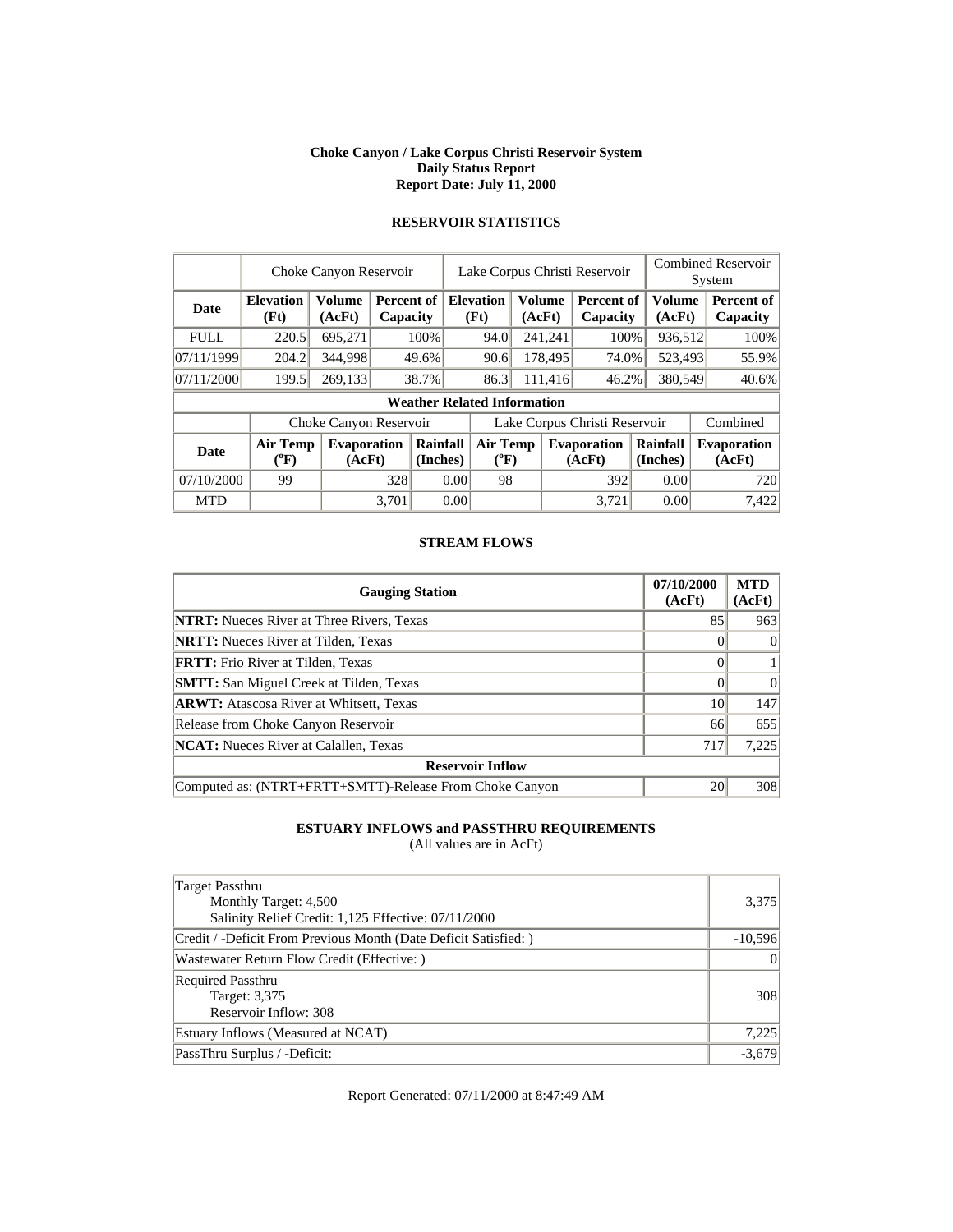**Choke Canyon / Lake Corpus Christi Reservoir System**
**Daily Status Report**
**Report Date: July 11, 2000**

## RESERVOIR STATISTICS

| | Choke Canyon Reservoir | | | Lake Corpus Christi Reservoir | | | Combined Reservoir System | |
|---|---|---|---|---|---|---|---|---|
| **Date** | **Elevation (Ft)** | **Volume (AcFt)** | **Percent of Capacity** | **Elevation (Ft)** | **Volume (AcFt)** | **Percent of Capacity** | **Volume (AcFt)** | **Percent of Capacity** |
| FULL | 220.5 | 695,271 | 100% | 94.0 | 241,241 | 100% | 936,512 | 100% |
| 07/11/1999 | 204.2 | 344,998 | 49.6% | 90.6 | 178,495 | 74.0% | 523,493 | 55.9% |
| 07/11/2000 | 199.5 | 269,133 | 38.7% | 86.3 | 111,416 | 46.2% | 380,549 | 40.6% |

**Weather Related Information**

| | Choke Canyon Reservoir | | | Lake Corpus Christi Reservoir | | | Combined |
|---|---|---|---|---|---|---|---|
| **Date** | **Air Temp (°F)** | **Evaporation (AcFt)** | **Rainfall (Inches)** | **Air Temp (°F)** | **Evaporation (AcFt)** | **Rainfall (Inches)** | **Evaporation (AcFt)** |
| 07/10/2000 | 99 | 328 | 0.00 | 98 | 392 | 0.00 | 720 |
| MTD | | 3,701 | 0.00 | | 3,721 | 0.00 | 7,422 |

## STREAM FLOWS

| Gauging Station | 07/10/2000 (AcFt) | MTD (AcFt) |
|---|---|---|
| **NTRT:** Nueces River at Three Rivers, Texas | 85 | 963 |
| **NRTT:** Nueces River at Tilden, Texas | 0 | 0 |
| **FRTT:** Frio River at Tilden, Texas | 0 | 1 |
| **SMTT:** San Miguel Creek at Tilden, Texas | 0 | 0 |
| **ARWT:** Atascosa River at Whitsett, Texas | 10 | 147 |
| Release from Choke Canyon Reservoir | 66 | 655 |
| **NCAT:** Nueces River at Calallen, Texas | 717 | 7,225 |
| **Reservoir Inflow** | | |
| Computed as: (NTRT+FRTT+SMTT)-Release From Choke Canyon | 20 | 308 |

## ESTUARY INFLOWS and PASSTHRU REQUIREMENTS

(All values are in AcFt)

| | |
|---|---|
| Target Passthru<br>Monthly Target: 4,500<br>Salinity Relief Credit: 1,125 Effective: 07/11/2000 | 3,375 |
| Credit / -Deficit From Previous Month (Date Deficit Satisfied: ) | -10,596 |
| Wastewater Return Flow Credit (Effective: ) | 0 |
| Required Passthru<br>Target: 3,375<br>Reservoir Inflow: 308 | 308 |
| Estuary Inflows (Measured at NCAT) | 7,225 |
| PassThru Surplus / -Deficit: | -3,679 |

Report Generated: 07/11/2000 at 8:47:49 AM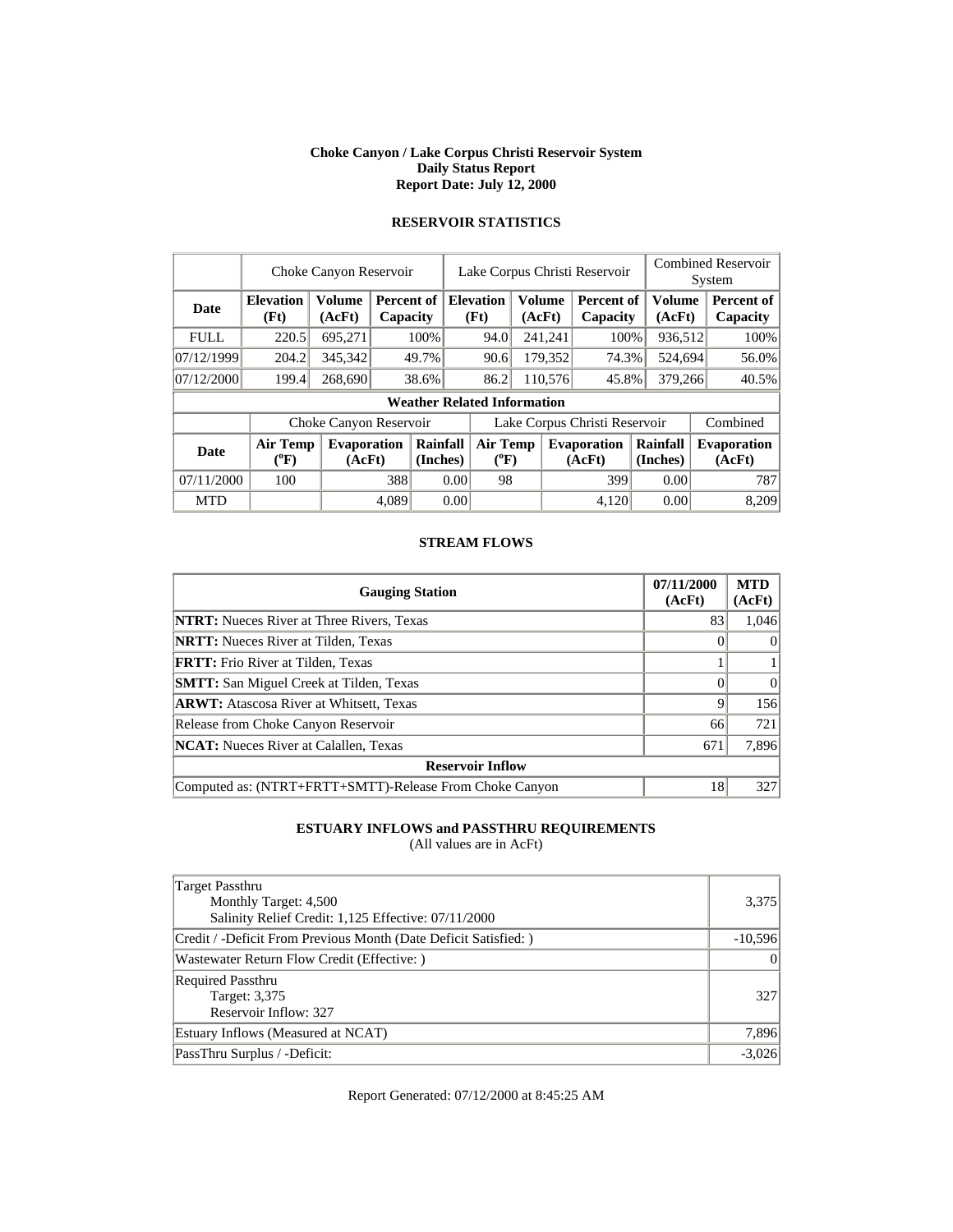**Choke Canyon / Lake Corpus Christi Reservoir System**
**Daily Status Report**
**Report Date: July 12, 2000**

## RESERVOIR STATISTICS

| | Choke Canyon Reservoir | | | Lake Corpus Christi Reservoir | | | Combined Reservoir System | |
|---|---|---|---|---|---|---|---|---|
| **Date** | **Elevation (Ft)** | **Volume (AcFt)** | **Percent of Capacity** | **Elevation (Ft)** | **Volume (AcFt)** | **Percent of Capacity** | **Volume (AcFt)** | **Percent of Capacity** |
| FULL | 220.5 | 695,271 | 100% | 94.0 | 241,241 | 100% | 936,512 | 100% |
| 07/12/1999 | 204.2 | 345,342 | 49.7% | 90.6 | 179,352 | 74.3% | 524,694 | 56.0% |
| 07/12/2000 | 199.4 | 268,690 | 38.6% | 86.2 | 110,576 | 45.8% | 379,266 | 40.5% |

**Weather Related Information**

| | Choke Canyon Reservoir | | | Lake Corpus Christi Reservoir | | | Combined |
|---|---|---|---|---|---|---|---|
| **Date** | **Air Temp (°F)** | **Evaporation (AcFt)** | **Rainfall (Inches)** | **Air Temp (°F)** | **Evaporation (AcFt)** | **Rainfall (Inches)** | **Evaporation (AcFt)** |
| 07/11/2000 | 100 | 388 | 0.00 | 98 | 399 | 0.00 | 787 |
| MTD | | 4,089 | 0.00 | | 4,120 | 0.00 | 8,209 |

## STREAM FLOWS

| Gauging Station | 07/11/2000 (AcFt) | MTD (AcFt) |
|---|---|---|
| **NTRT:** Nueces River at Three Rivers, Texas | 83 | 1,046 |
| **NRTT:** Nueces River at Tilden, Texas | 0 | 0 |
| **FRTT:** Frio River at Tilden, Texas | 1 | 1 |
| **SMTT:** San Miguel Creek at Tilden, Texas | 0 | 0 |
| **ARWT:** Atascosa River at Whitsett, Texas | 9 | 156 |
| Release from Choke Canyon Reservoir | 66 | 721 |
| **NCAT:** Nueces River at Calallen, Texas | 671 | 7,896 |
| **Reservoir Inflow** | | |
| Computed as: (NTRT+FRTT+SMTT)-Release From Choke Canyon | 18 | 327 |

## ESTUARY INFLOWS and PASSTHRU REQUIREMENTS

(All values are in AcFt)

| | |
|---|---|
| Target Passthru<br>Monthly Target: 4,500<br>Salinity Relief Credit: 1,125 Effective: 07/11/2000 | 3,375 |
| Credit / -Deficit From Previous Month (Date Deficit Satisfied: ) | -10,596 |
| Wastewater Return Flow Credit (Effective: ) | 0 |
| Required Passthru<br>Target: 3,375<br>Reservoir Inflow: 327 | 327 |
| Estuary Inflows (Measured at NCAT) | 7,896 |
| PassThru Surplus / -Deficit: | -3,026 |

Report Generated: 07/12/2000 at 8:45:25 AM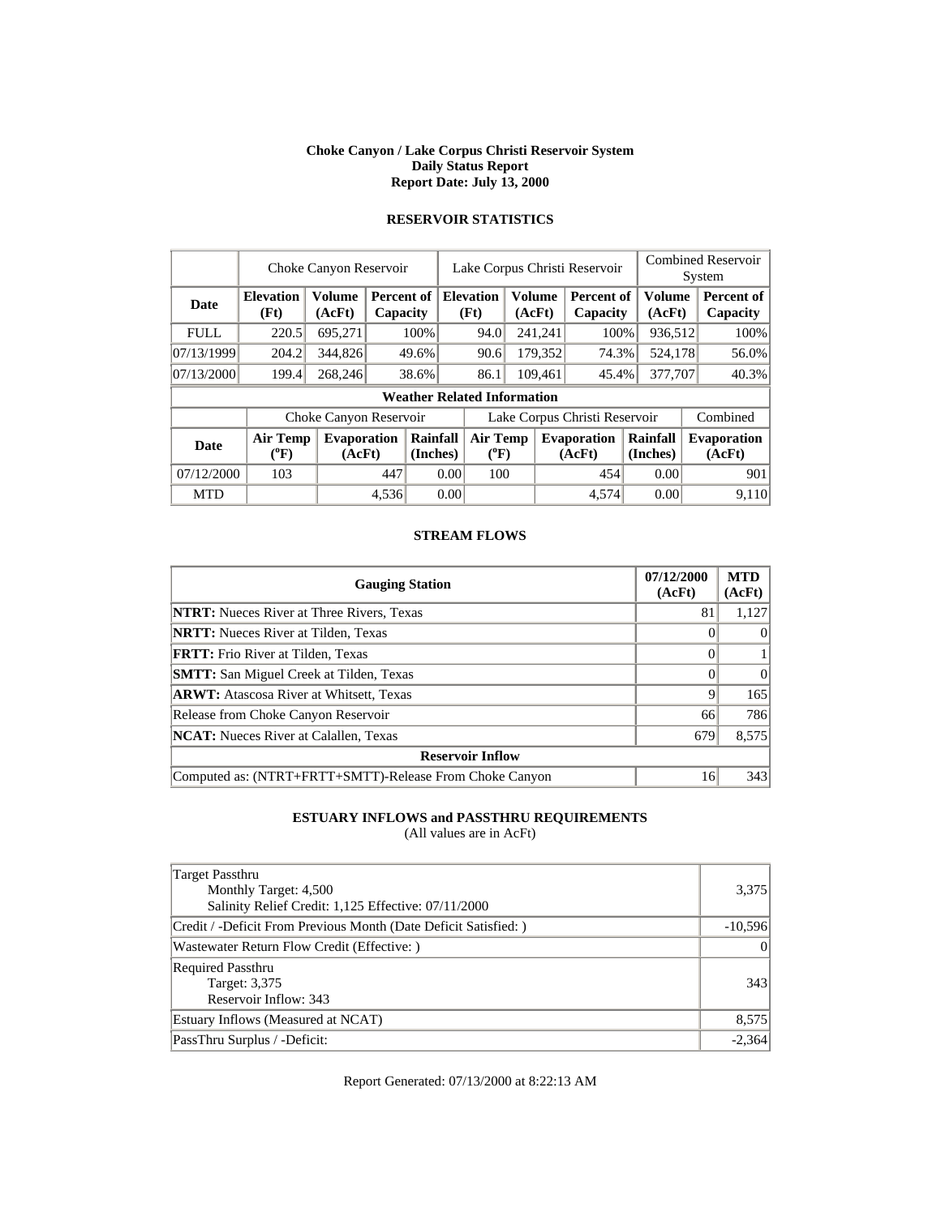**Choke Canyon / Lake Corpus Christi Reservoir System**
**Daily Status Report**
**Report Date: July 13, 2000**

## RESERVOIR STATISTICS

| | Choke Canyon Reservoir | | | Lake Corpus Christi Reservoir | | | Combined Reservoir System | |
|---|---|---|---|---|---|---|---|---|
| **Date** | **Elevation (Ft)** | **Volume (AcFt)** | **Percent of Capacity** | **Elevation (Ft)** | **Volume (AcFt)** | **Percent of Capacity** | **Volume (AcFt)** | **Percent of Capacity** |
| FULL | 220.5 | 695,271 | 100% | 94.0 | 241,241 | 100% | 936,512 | 100% |
| 07/13/1999 | 204.2 | 344,826 | 49.6% | 90.6 | 179,352 | 74.3% | 524,178 | 56.0% |
| 07/13/2000 | 199.4 | 268,246 | 38.6% | 86.1 | 109,461 | 45.4% | 377,707 | 40.3% |

**Weather Related Information**

| | Choke Canyon Reservoir | | | Lake Corpus Christi Reservoir | | | Combined |
|---|---|---|---|---|---|---|---|
| **Date** | **Air Temp (°F)** | **Evaporation (AcFt)** | **Rainfall (Inches)** | **Air Temp (°F)** | **Evaporation (AcFt)** | **Rainfall (Inches)** | **Evaporation (AcFt)** |
| 07/12/2000 | 103 | 447 | 0.00 | 100 | 454 | 0.00 | 901 |
| MTD | | 4,536 | 0.00 | | 4,574 | 0.00 | 9,110 |

## STREAM FLOWS

| Gauging Station | 07/12/2000 (AcFt) | MTD (AcFt) |
|---|---|---|
| **NTRT:** Nueces River at Three Rivers, Texas | 81 | 1,127 |
| **NRTT:** Nueces River at Tilden, Texas | 0 | 0 |
| **FRTT:** Frio River at Tilden, Texas | 0 | 1 |
| **SMTT:** San Miguel Creek at Tilden, Texas | 0 | 0 |
| **ARWT:** Atascosa River at Whitsett, Texas | 9 | 165 |
| Release from Choke Canyon Reservoir | 66 | 786 |
| **NCAT:** Nueces River at Calallen, Texas | 679 | 8,575 |
| **Reservoir Inflow** | | |
| Computed as: (NTRT+FRTT+SMTT)-Release From Choke Canyon | 16 | 343 |

## ESTUARY INFLOWS and PASSTHRU REQUIREMENTS

(All values are in AcFt)

| | |
|---|---|
| Target Passthru<br>Monthly Target: 4,500<br>Salinity Relief Credit: 1,125 Effective: 07/11/2000 | 3,375 |
| Credit / -Deficit From Previous Month (Date Deficit Satisfied: ) | -10,596 |
| Wastewater Return Flow Credit (Effective: ) | 0 |
| Required Passthru<br>Target: 3,375<br>Reservoir Inflow: 343 | 343 |
| Estuary Inflows (Measured at NCAT) | 8,575 |
| PassThru Surplus / -Deficit: | -2,364 |

Report Generated: 07/13/2000 at 8:22:13 AM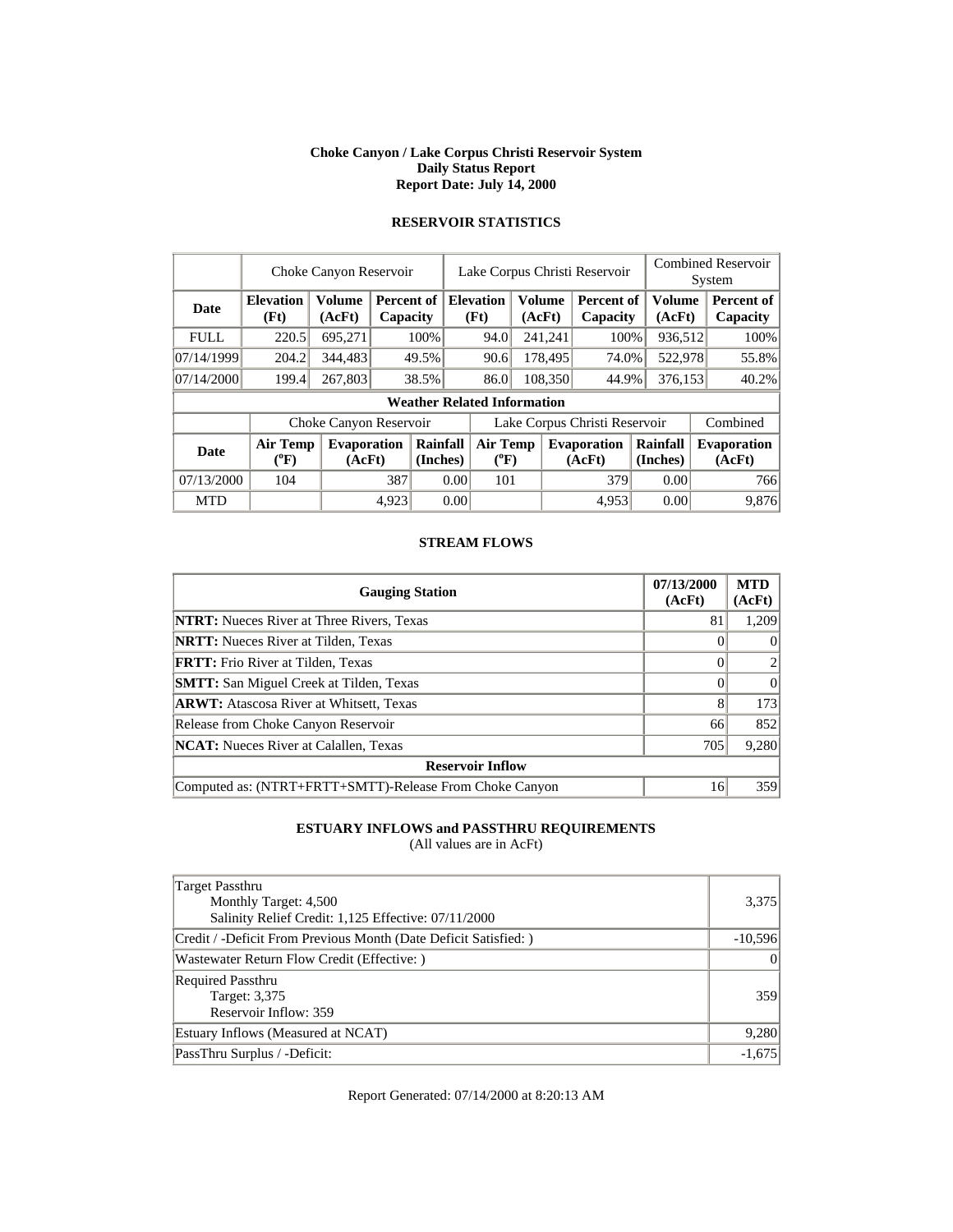**Choke Canyon / Lake Corpus Christi Reservoir System**
**Daily Status Report**
**Report Date: July 14, 2000**

## RESERVOIR STATISTICS

| | Choke Canyon Reservoir | | | Lake Corpus Christi Reservoir | | | Combined Reservoir System | |
|---|---|---|---|---|---|---|---|---|
| **Date** | **Elevation (Ft)** | **Volume (AcFt)** | **Percent of Capacity** | **Elevation (Ft)** | **Volume (AcFt)** | **Percent of Capacity** | **Volume (AcFt)** | **Percent of Capacity** |
| FULL | 220.5 | 695,271 | 100% | 94.0 | 241,241 | 100% | 936,512 | 100% |
| 07/14/1999 | 204.2 | 344,483 | 49.5% | 90.6 | 178,495 | 74.0% | 522,978 | 55.8% |
| 07/14/2000 | 199.4 | 267,803 | 38.5% | 86.0 | 108,350 | 44.9% | 376,153 | 40.2% |

**Weather Related Information**

| | Choke Canyon Reservoir | | | Lake Corpus Christi Reservoir | | | Combined |
|---|---|---|---|---|---|---|---|
| **Date** | **Air Temp (°F)** | **Evaporation (AcFt)** | **Rainfall (Inches)** | **Air Temp (°F)** | **Evaporation (AcFt)** | **Rainfall (Inches)** | **Evaporation (AcFt)** |
| 07/13/2000 | 104 | 387 | 0.00 | 101 | 379 | 0.00 | 766 |
| MTD | | 4,923 | 0.00 | | 4,953 | 0.00 | 9,876 |

## STREAM FLOWS

| Gauging Station | 07/13/2000 (AcFt) | MTD (AcFt) |
|---|---|---|
| **NTRT:** Nueces River at Three Rivers, Texas | 81 | 1,209 |
| **NRTT:** Nueces River at Tilden, Texas | 0 | 0 |
| **FRTT:** Frio River at Tilden, Texas | 0 | 2 |
| **SMTT:** San Miguel Creek at Tilden, Texas | 0 | 0 |
| **ARWT:** Atascosa River at Whitsett, Texas | 8 | 173 |
| Release from Choke Canyon Reservoir | 66 | 852 |
| **NCAT:** Nueces River at Calallen, Texas | 705 | 9,280 |
| **Reservoir Inflow** | | |
| Computed as: (NTRT+FRTT+SMTT)-Release From Choke Canyon | 16 | 359 |

## ESTUARY INFLOWS and PASSTHRU REQUIREMENTS

(All values are in AcFt)

| | |
|---|---|
| Target Passthru<br>Monthly Target: 4,500<br>Salinity Relief Credit: 1,125 Effective: 07/11/2000 | 3,375 |
| Credit / -Deficit From Previous Month (Date Deficit Satisfied: ) | -10,596 |
| Wastewater Return Flow Credit (Effective: ) | 0 |
| Required Passthru<br>Target: 3,375<br>Reservoir Inflow: 359 | 359 |
| Estuary Inflows (Measured at NCAT) | 9,280 |
| PassThru Surplus / -Deficit: | -1,675 |

Report Generated: 07/14/2000 at 8:20:13 AM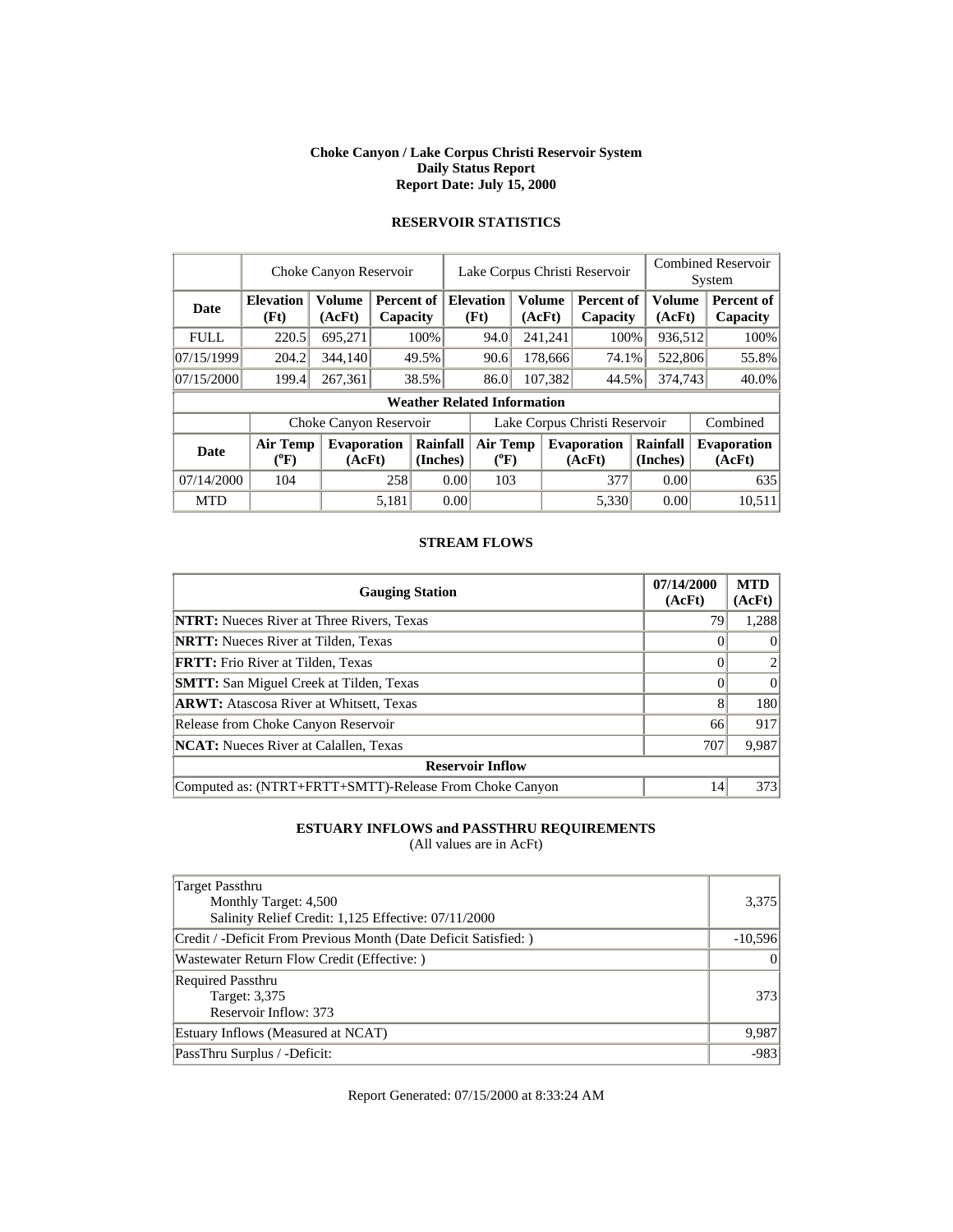# Choke Canyon / Lake Corpus Christi Reservoir System
## Daily Status Report
## Report Date: July 15, 2000

### RESERVOIR STATISTICS

| | Choke Canyon Reservoir | | | Lake Corpus Christi Reservoir | | | Combined Reservoir System | |
|---|---|---|---|---|---|---|---|---|
| **Date** | **Elevation (Ft)** | **Volume (AcFt)** | **Percent of Capacity** | **Elevation (Ft)** | **Volume (AcFt)** | **Percent of Capacity** | **Volume (AcFt)** | **Percent of Capacity** |
| FULL | 220.5 | 695,271 | 100% | 94.0 | 241,241 | 100% | 936,512 | 100% |
| 07/15/1999 | 204.2 | 344,140 | 49.5% | 90.6 | 178,666 | 74.1% | 522,806 | 55.8% |
| 07/15/2000 | 199.4 | 267,361 | 38.5% | 86.0 | 107,382 | 44.5% | 374,743 | 40.0% |

**Weather Related Information**

| | Choke Canyon Reservoir | | | Lake Corpus Christi Reservoir | | | Combined |
|---|---|---|---|---|---|---|---|
| **Date** | **Air Temp (°F)** | **Evaporation (AcFt)** | **Rainfall (Inches)** | **Air Temp (°F)** | **Evaporation (AcFt)** | **Rainfall (Inches)** | **Evaporation (AcFt)** |
| 07/14/2000 | 104 | 258 | 0.00 | 103 | 377 | 0.00 | 635 |
| MTD | | 5,181 | 0.00 | | 5,330 | 0.00 | 10,511 |

### STREAM FLOWS

| Gauging Station | 07/14/2000 (AcFt) | MTD (AcFt) |
|---|---|---|
| **NTRT:** Nueces River at Three Rivers, Texas | 79 | 1,288 |
| **NRTT:** Nueces River at Tilden, Texas | 0 | 0 |
| **FRTT:** Frio River at Tilden, Texas | 0 | 2 |
| **SMTT:** San Miguel Creek at Tilden, Texas | 0 | 0 |
| **ARWT:** Atascosa River at Whitsett, Texas | 8 | 180 |
| Release from Choke Canyon Reservoir | 66 | 917 |
| **NCAT:** Nueces River at Calallen, Texas | 707 | 9,987 |
| **Reservoir Inflow** | | |
| Computed as: (NTRT+FRTT+SMTT)-Release From Choke Canyon | 14 | 373 |

### ESTUARY INFLOWS and PASSTHRU REQUIREMENTS
(All values are in AcFt)

| | |
|---|---|
| Target Passthru<br>Monthly Target: 4,500<br>Salinity Relief Credit: 1,125 Effective: 07/11/2000 | 3,375 |
| Credit / -Deficit From Previous Month (Date Deficit Satisfied: ) | -10,596 |
| Wastewater Return Flow Credit (Effective: ) | 0 |
| Required Passthru<br>Target: 3,375<br>Reservoir Inflow: 373 | 373 |
| Estuary Inflows (Measured at NCAT) | 9,987 |
| PassThru Surplus / -Deficit: | -983 |

Report Generated: 07/15/2000 at 8:33:24 AM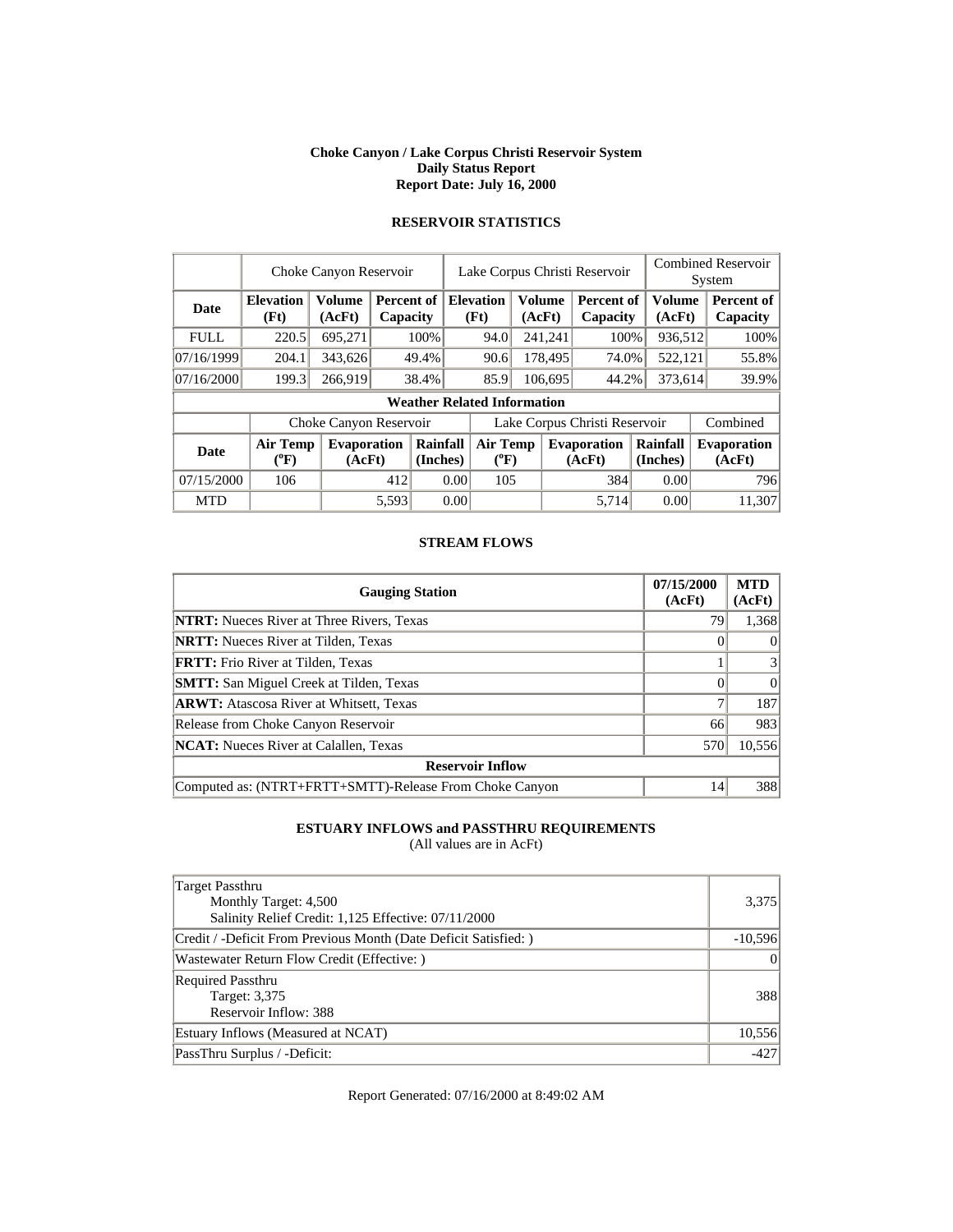# Choke Canyon / Lake Corpus Christi Reservoir System
## Daily Status Report
### Report Date: July 16, 2000

## RESERVOIR STATISTICS

| | Choke Canyon Reservoir | | | Lake Corpus Christi Reservoir | | | Combined Reservoir System | |
|---|---|---|---|---|---|---|---|---|
| **Date** | **Elevation (Ft)** | **Volume (AcFt)** | **Percent of Capacity** | **Elevation (Ft)** | **Volume (AcFt)** | **Percent of Capacity** | **Volume (AcFt)** | **Percent of Capacity** |
| FULL | 220.5 | 695,271 | 100% | 94.0 | 241,241 | 100% | 936,512 | 100% |
| 07/16/1999 | 204.1 | 343,626 | 49.4% | 90.6 | 178,495 | 74.0% | 522,121 | 55.8% |
| 07/16/2000 | 199.3 | 266,919 | 38.4% | 85.9 | 106,695 | 44.2% | 373,614 | 39.9% |

**Weather Related Information**

| | Choke Canyon Reservoir | | | Lake Corpus Christi Reservoir | | | Combined |
|---|---|---|---|---|---|---|---|
| **Date** | **Air Temp (°F)** | **Evaporation (AcFt)** | **Rainfall (Inches)** | **Air Temp (°F)** | **Evaporation (AcFt)** | **Rainfall (Inches)** | **Evaporation (AcFt)** |
| 07/15/2000 | 106 | 412 | 0.00 | 105 | 384 | 0.00 | 796 |
| MTD | | 5,593 | 0.00 | | 5,714 | 0.00 | 11,307 |

## STREAM FLOWS

| Gauging Station | 07/15/2000 (AcFt) | MTD (AcFt) |
|---|---|---|
| **NTRT:** Nueces River at Three Rivers, Texas | 79 | 1,368 |
| **NRTT:** Nueces River at Tilden, Texas | 0 | 0 |
| **FRTT:** Frio River at Tilden, Texas | 1 | 3 |
| **SMTT:** San Miguel Creek at Tilden, Texas | 0 | 0 |
| **ARWT:** Atascosa River at Whitsett, Texas | 7 | 187 |
| Release from Choke Canyon Reservoir | 66 | 983 |
| **NCAT:** Nueces River at Calallen, Texas | 570 | 10,556 |
| **Reservoir Inflow** | | |
| Computed as: (NTRT+FRTT+SMTT)-Release From Choke Canyon | 14 | 388 |

## ESTUARY INFLOWS and PASSTHRU REQUIREMENTS
(All values are in AcFt)

| | |
|---|---|
| Target Passthru<br>Monthly Target: 4,500<br>Salinity Relief Credit: 1,125 Effective: 07/11/2000 | 3,375 |
| Credit / -Deficit From Previous Month (Date Deficit Satisfied: ) | -10,596 |
| Wastewater Return Flow Credit (Effective: ) | 0 |
| Required Passthru<br>Target: 3,375<br>Reservoir Inflow: 388 | 388 |
| Estuary Inflows (Measured at NCAT) | 10,556 |
| PassThru Surplus / -Deficit: | -427 |

Report Generated: 07/16/2000 at 8:49:02 AM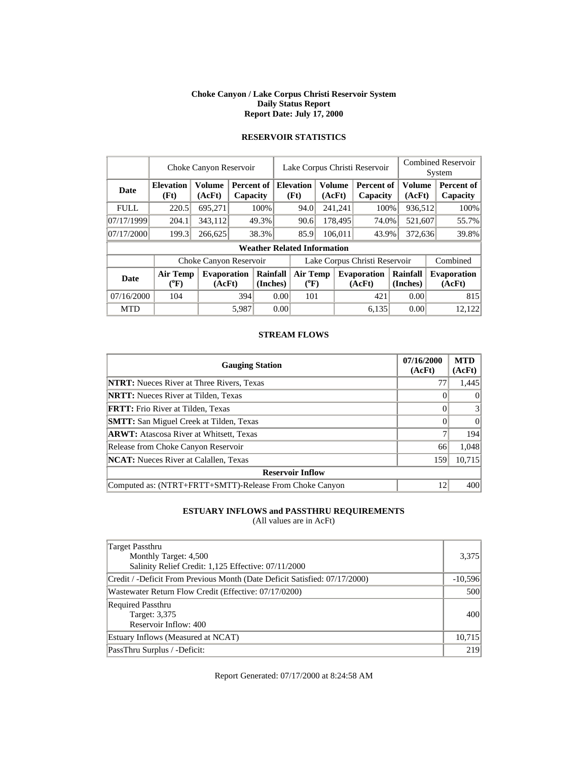**Choke Canyon / Lake Corpus Christi Reservoir System**
**Daily Status Report**
**Report Date: July 17, 2000**

## RESERVOIR STATISTICS

| | Choke Canyon Reservoir | | | Lake Corpus Christi Reservoir | | | Combined Reservoir System | |
|---|---|---|---|---|---|---|---|---|
| **Date** | **Elevation (Ft)** | **Volume (AcFt)** | **Percent of Capacity** | **Elevation (Ft)** | **Volume (AcFt)** | **Percent of Capacity** | **Volume (AcFt)** | **Percent of Capacity** |
| FULL | 220.5 | 695,271 | 100% | 94.0 | 241,241 | 100% | 936,512 | 100% |
| 07/17/1999 | 204.1 | 343,112 | 49.3% | 90.6 | 178,495 | 74.0% | 521,607 | 55.7% |
| 07/17/2000 | 199.3 | 266,625 | 38.3% | 85.9 | 106,011 | 43.9% | 372,636 | 39.8% |

**Weather Related Information**

| | Choke Canyon Reservoir | | | Lake Corpus Christi Reservoir | | | Combined |
|---|---|---|---|---|---|---|---|
| **Date** | **Air Temp (°F)** | **Evaporation (AcFt)** | **Rainfall (Inches)** | **Air Temp (°F)** | **Evaporation (AcFt)** | **Rainfall (Inches)** | **Evaporation (AcFt)** |
| 07/16/2000 | 104 | 394 | 0.00 | 101 | 421 | 0.00 | 815 |
| MTD | | 5,987 | 0.00 | | 6,135 | 0.00 | 12,122 |

## STREAM FLOWS

| Gauging Station | 07/16/2000 (AcFt) | MTD (AcFt) |
|---|---|---|
| **NTRT:** Nueces River at Three Rivers, Texas | 77 | 1,445 |
| **NRTT:** Nueces River at Tilden, Texas | 0 | 0 |
| **FRTT:** Frio River at Tilden, Texas | 0 | 3 |
| **SMTT:** San Miguel Creek at Tilden, Texas | 0 | 0 |
| **ARWT:** Atascosa River at Whitsett, Texas | 7 | 194 |
| Release from Choke Canyon Reservoir | 66 | 1,048 |
| **NCAT:** Nueces River at Calallen, Texas | 159 | 10,715 |
| **Reservoir Inflow** | | |
| Computed as: (NTRT+FRTT+SMTT)-Release From Choke Canyon | 12 | 400 |

## ESTUARY INFLOWS and PASSTHRU REQUIREMENTS

(All values are in AcFt)

| | |
|---|---|
| Target Passthru<br>Monthly Target: 4,500<br>Salinity Relief Credit: 1,125 Effective: 07/11/2000 | 3,375 |
| Credit / -Deficit From Previous Month (Date Deficit Satisfied: 07/17/2000) | -10,596 |
| Wastewater Return Flow Credit (Effective: 07/17/0200) | 500 |
| Required Passthru<br>Target: 3,375<br>Reservoir Inflow: 400 | 400 |
| Estuary Inflows (Measured at NCAT) | 10,715 |
| PassThru Surplus / -Deficit: | 219 |

Report Generated: 07/17/2000 at 8:24:58 AM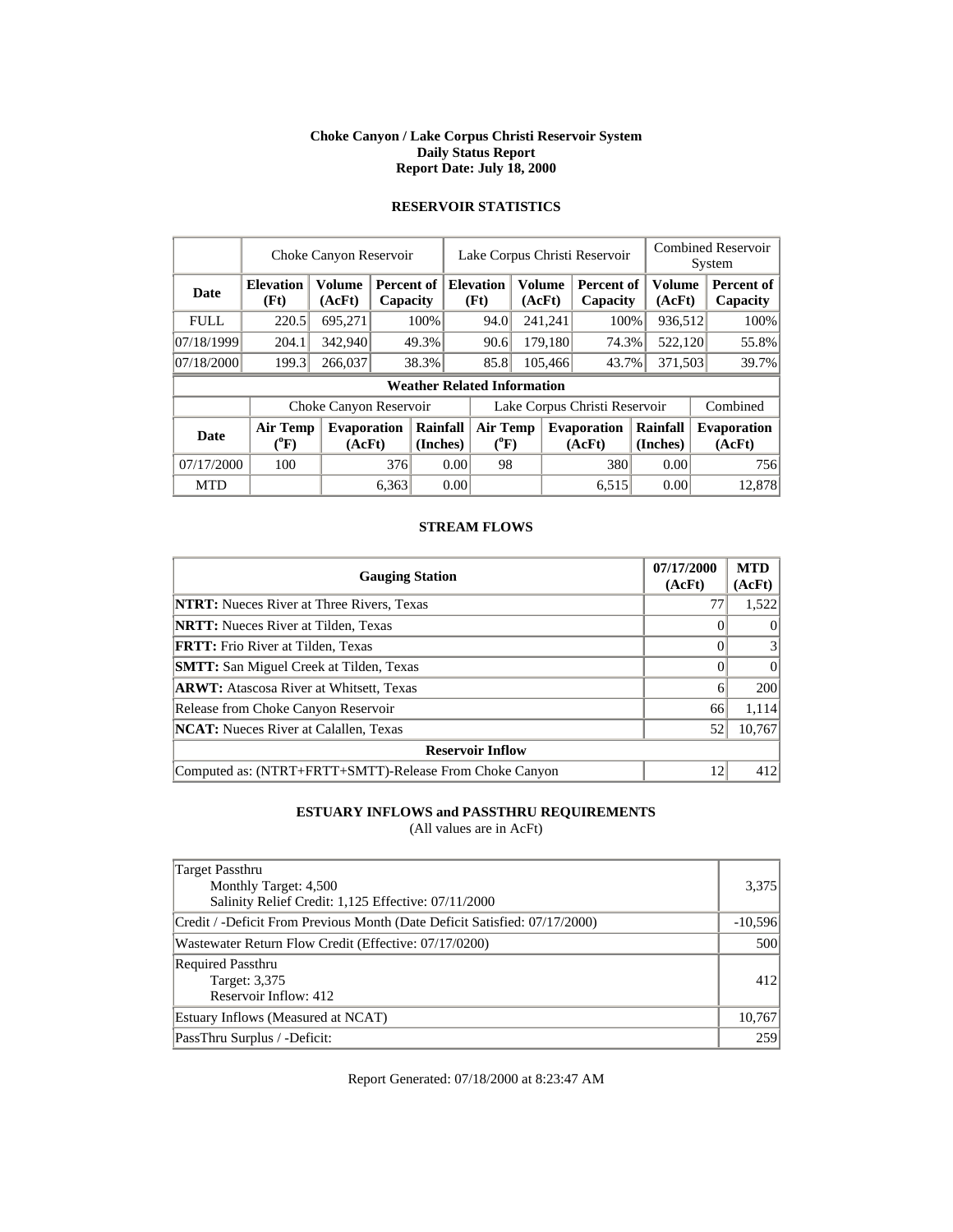**Choke Canyon / Lake Corpus Christi Reservoir System**
**Daily Status Report**
**Report Date: July 18, 2000**

## RESERVOIR STATISTICS

| | Choke Canyon Reservoir | | | Lake Corpus Christi Reservoir | | | Combined Reservoir System | |
|---|---|---|---|---|---|---|---|---|
| **Date** | **Elevation (Ft)** | **Volume (AcFt)** | **Percent of Capacity** | **Elevation (Ft)** | **Volume (AcFt)** | **Percent of Capacity** | **Volume (AcFt)** | **Percent of Capacity** |
| FULL | 220.5 | 695,271 | 100% | 94.0 | 241,241 | 100% | 936,512 | 100% |
| 07/18/1999 | 204.1 | 342,940 | 49.3% | 90.6 | 179,180 | 74.3% | 522,120 | 55.8% |
| 07/18/2000 | 199.3 | 266,037 | 38.3% | 85.8 | 105,466 | 43.7% | 371,503 | 39.7% |

**Weather Related Information**

| | Choke Canyon Reservoir | | | Lake Corpus Christi Reservoir | | | Combined |
|---|---|---|---|---|---|---|---|
| **Date** | **Air Temp (°F)** | **Evaporation (AcFt)** | **Rainfall (Inches)** | **Air Temp (°F)** | **Evaporation (AcFt)** | **Rainfall (Inches)** | **Evaporation (AcFt)** |
| 07/17/2000 | 100 | 376 | 0.00 | 98 | 380 | 0.00 | 756 |
| MTD | | 6,363 | 0.00 | | 6,515 | 0.00 | 12,878 |

## STREAM FLOWS

| Gauging Station | 07/17/2000 (AcFt) | MTD (AcFt) |
|---|---|---|
| **NTRT:** Nueces River at Three Rivers, Texas | 77 | 1,522 |
| **NRTT:** Nueces River at Tilden, Texas | 0 | 0 |
| **FRTT:** Frio River at Tilden, Texas | 0 | 3 |
| **SMTT:** San Miguel Creek at Tilden, Texas | 0 | 0 |
| **ARWT:** Atascosa River at Whitsett, Texas | 6 | 200 |
| Release from Choke Canyon Reservoir | 66 | 1,114 |
| **NCAT:** Nueces River at Calallen, Texas | 52 | 10,767 |
| **Reservoir Inflow** | | |
| Computed as: (NTRT+FRTT+SMTT)-Release From Choke Canyon | 12 | 412 |

## ESTUARY INFLOWS and PASSTHRU REQUIREMENTS

(All values are in AcFt)

| | |
|---|---|
| Target Passthru<br>Monthly Target: 4,500<br>Salinity Relief Credit: 1,125 Effective: 07/11/2000 | 3,375 |
| Credit / -Deficit From Previous Month (Date Deficit Satisfied: 07/17/2000) | -10,596 |
| Wastewater Return Flow Credit (Effective: 07/17/0200) | 500 |
| Required Passthru<br>Target: 3,375<br>Reservoir Inflow: 412 | 412 |
| Estuary Inflows (Measured at NCAT) | 10,767 |
| PassThru Surplus / -Deficit: | 259 |

Report Generated: 07/18/2000 at 8:23:47 AM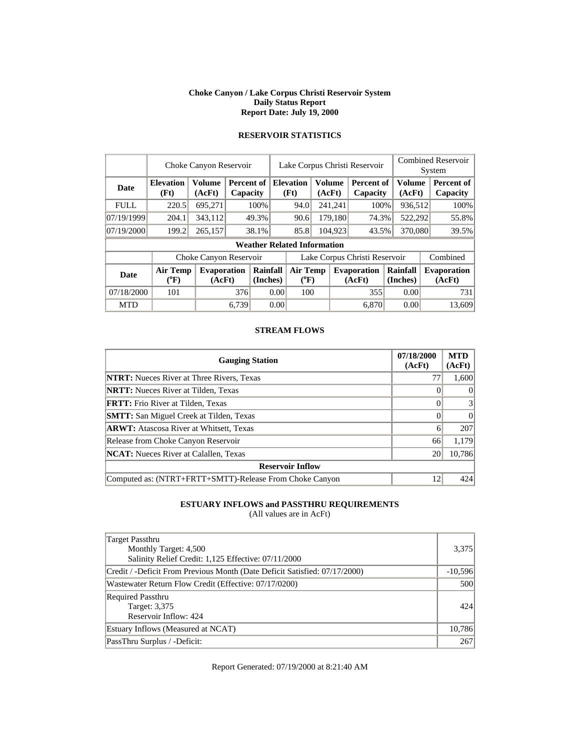# Choke Canyon / Lake Corpus Christi Reservoir System
## Daily Status Report
### Report Date: July 19, 2000

## RESERVOIR STATISTICS

| | Choke Canyon Reservoir | | | Lake Corpus Christi Reservoir | | | Combined Reservoir System | |
|---|---|---|---|---|---|---|---|---|
| **Date** | **Elevation (Ft)** | **Volume (AcFt)** | **Percent of Capacity** | **Elevation (Ft)** | **Volume (AcFt)** | **Percent of Capacity** | **Volume (AcFt)** | **Percent of Capacity** |
| FULL | 220.5 | 695,271 | 100% | 94.0 | 241,241 | 100% | 936,512 | 100% |
| 07/19/1999 | 204.1 | 343,112 | 49.3% | 90.6 | 179,180 | 74.3% | 522,292 | 55.8% |
| 07/19/2000 | 199.2 | 265,157 | 38.1% | 85.8 | 104,923 | 43.5% | 370,080 | 39.5% |

**Weather Related Information**

| | Choke Canyon Reservoir | | | Lake Corpus Christi Reservoir | | | Combined |
|---|---|---|---|---|---|---|---|
| **Date** | **Air Temp (°F)** | **Evaporation (AcFt)** | **Rainfall (Inches)** | **Air Temp (°F)** | **Evaporation (AcFt)** | **Rainfall (Inches)** | **Evaporation (AcFt)** |
| 07/18/2000 | 101 | 376 | 0.00 | 100 | 355 | 0.00 | 731 |
| MTD | | 6,739 | 0.00 | | 6,870 | 0.00 | 13,609 |

## STREAM FLOWS

| Gauging Station | 07/18/2000 (AcFt) | MTD (AcFt) |
|---|---|---|
| **NTRT:** Nueces River at Three Rivers, Texas | 77 | 1,600 |
| **NRTT:** Nueces River at Tilden, Texas | 0 | 0 |
| **FRTT:** Frio River at Tilden, Texas | 0 | 3 |
| **SMTT:** San Miguel Creek at Tilden, Texas | 0 | 0 |
| **ARWT:** Atascosa River at Whitsett, Texas | 6 | 207 |
| Release from Choke Canyon Reservoir | 66 | 1,179 |
| **NCAT:** Nueces River at Calallen, Texas | 20 | 10,786 |
| **Reservoir Inflow** | | |
| Computed as: (NTRT+FRTT+SMTT)-Release From Choke Canyon | 12 | 424 |

## ESTUARY INFLOWS and PASSTHRU REQUIREMENTS
(All values are in AcFt)

| | |
|---|---|
| Target Passthru<br>Monthly Target: 4,500<br>Salinity Relief Credit: 1,125 Effective: 07/11/2000 | 3,375 |
| Credit / -Deficit From Previous Month (Date Deficit Satisfied: 07/17/2000) | -10,596 |
| Wastewater Return Flow Credit (Effective: 07/17/0200) | 500 |
| Required Passthru<br>Target: 3,375<br>Reservoir Inflow: 424 | 424 |
| Estuary Inflows (Measured at NCAT) | 10,786 |
| PassThru Surplus / -Deficit: | 267 |

Report Generated: 07/19/2000 at 8:21:40 AM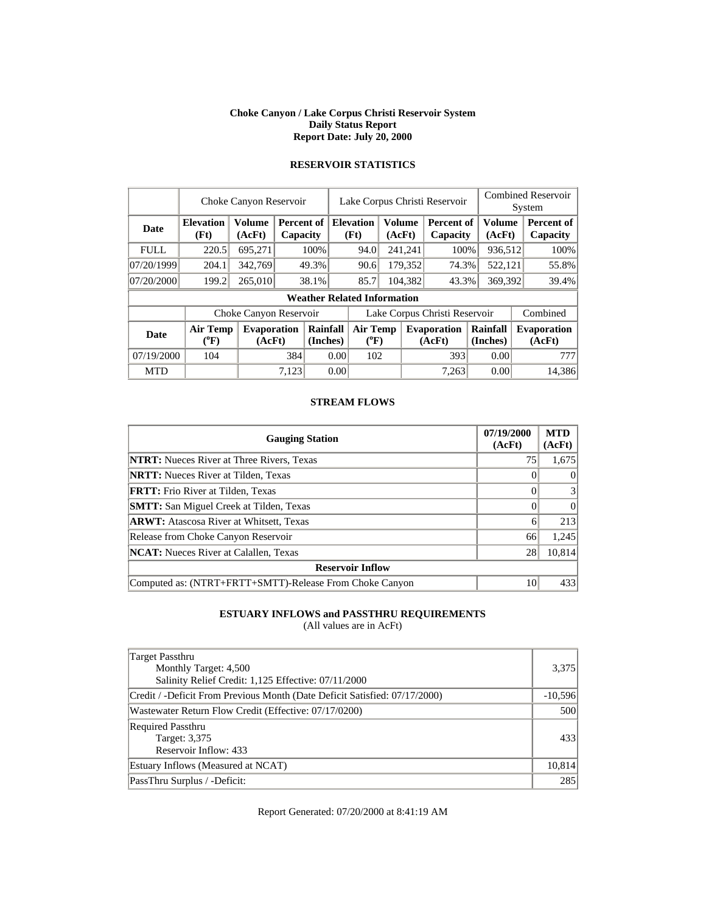**Choke Canyon / Lake Corpus Christi Reservoir System**
**Daily Status Report**
**Report Date: July 20, 2000**

## RESERVOIR STATISTICS

| | Choke Canyon Reservoir | | | Lake Corpus Christi Reservoir | | | Combined Reservoir System | |
|---|---|---|---|---|---|---|---|---|
| **Date** | **Elevation (Ft)** | **Volume (AcFt)** | **Percent of Capacity** | **Elevation (Ft)** | **Volume (AcFt)** | **Percent of Capacity** | **Volume (AcFt)** | **Percent of Capacity** |
| FULL | 220.5 | 695,271 | 100% | 94.0 | 241,241 | 100% | 936,512 | 100% |
| 07/20/1999 | 204.1 | 342,769 | 49.3% | 90.6 | 179,352 | 74.3% | 522,121 | 55.8% |
| 07/20/2000 | 199.2 | 265,010 | 38.1% | 85.7 | 104,382 | 43.3% | 369,392 | 39.4% |

**Weather Related Information**

| | Choke Canyon Reservoir | | | Lake Corpus Christi Reservoir | | | Combined |
|---|---|---|---|---|---|---|---|
| **Date** | **Air Temp (°F)** | **Evaporation (AcFt)** | **Rainfall (Inches)** | **Air Temp (°F)** | **Evaporation (AcFt)** | **Rainfall (Inches)** | **Evaporation (AcFt)** |
| 07/19/2000 | 104 | 384 | 0.00 | 102 | 393 | 0.00 | 777 |
| MTD | | 7,123 | 0.00 | | 7,263 | 0.00 | 14,386 |

## STREAM FLOWS

| Gauging Station | 07/19/2000 (AcFt) | MTD (AcFt) |
|---|---|---|
| **NTRT:** Nueces River at Three Rivers, Texas | 75 | 1,675 |
| **NRTT:** Nueces River at Tilden, Texas | 0 | 0 |
| **FRTT:** Frio River at Tilden, Texas | 0 | 3 |
| **SMTT:** San Miguel Creek at Tilden, Texas | 0 | 0 |
| **ARWT:** Atascosa River at Whitsett, Texas | 6 | 213 |
| Release from Choke Canyon Reservoir | 66 | 1,245 |
| **NCAT:** Nueces River at Calallen, Texas | 28 | 10,814 |
| **Reservoir Inflow** | | |
| Computed as: (NTRT+FRTT+SMTT)-Release From Choke Canyon | 10 | 433 |

## ESTUARY INFLOWS and PASSTHRU REQUIREMENTS

(All values are in AcFt)

| | |
|---|---|
| Target Passthru<br>Monthly Target: 4,500<br>Salinity Relief Credit: 1,125 Effective: 07/11/2000 | 3,375 |
| Credit / -Deficit From Previous Month (Date Deficit Satisfied: 07/17/2000) | -10,596 |
| Wastewater Return Flow Credit (Effective: 07/17/0200) | 500 |
| Required Passthru<br>Target: 3,375<br>Reservoir Inflow: 433 | 433 |
| Estuary Inflows (Measured at NCAT) | 10,814 |
| PassThru Surplus / -Deficit: | 285 |

Report Generated: 07/20/2000 at 8:41:19 AM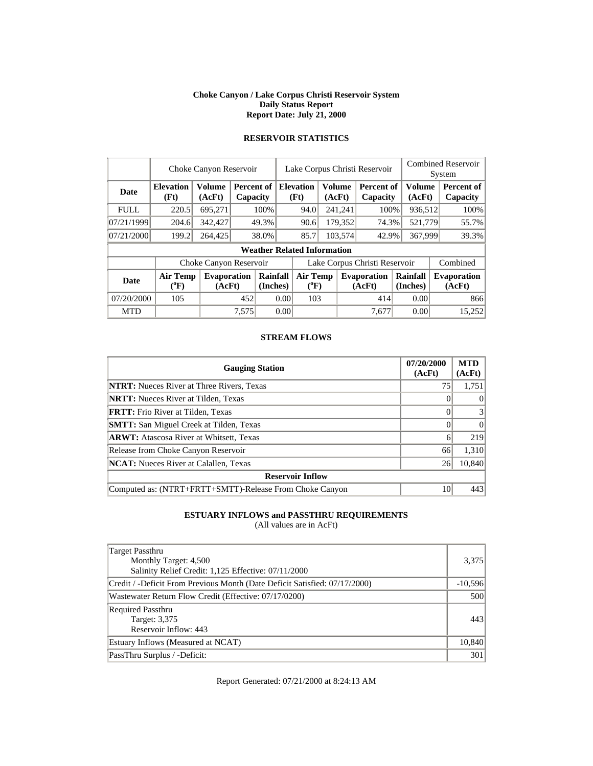**Choke Canyon / Lake Corpus Christi Reservoir System**
**Daily Status Report**
**Report Date: July 21, 2000**

## RESERVOIR STATISTICS

| | Choke Canyon Reservoir | | | Lake Corpus Christi Reservoir | | | Combined Reservoir System | |
|---|---|---|---|---|---|---|---|---|
| **Date** | **Elevation (Ft)** | **Volume (AcFt)** | **Percent of Capacity** | **Elevation (Ft)** | **Volume (AcFt)** | **Percent of Capacity** | **Volume (AcFt)** | **Percent of Capacity** |
| FULL | 220.5 | 695,271 | 100% | 94.0 | 241,241 | 100% | 936,512 | 100% |
| 07/21/1999 | 204.6 | 342,427 | 49.3% | 90.6 | 179,352 | 74.3% | 521,779 | 55.7% |
| 07/21/2000 | 199.2 | 264,425 | 38.0% | 85.7 | 103,574 | 42.9% | 367,999 | 39.3% |

**Weather Related Information**

| | Choke Canyon Reservoir | | | Lake Corpus Christi Reservoir | | | Combined |
|---|---|---|---|---|---|---|---|
| **Date** | **Air Temp (°F)** | **Evaporation (AcFt)** | **Rainfall (Inches)** | **Air Temp (°F)** | **Evaporation (AcFt)** | **Rainfall (Inches)** | **Evaporation (AcFt)** |
| 07/20/2000 | 105 | 452 | 0.00 | 103 | 414 | 0.00 | 866 |
| MTD | | 7,575 | 0.00 | | 7,677 | 0.00 | 15,252 |

## STREAM FLOWS

| Gauging Station | 07/20/2000 (AcFt) | MTD (AcFt) |
|---|---|---|
| **NTRT:** Nueces River at Three Rivers, Texas | 75 | 1,751 |
| **NRTT:** Nueces River at Tilden, Texas | 0 | 0 |
| **FRTT:** Frio River at Tilden, Texas | 0 | 3 |
| **SMTT:** San Miguel Creek at Tilden, Texas | 0 | 0 |
| **ARWT:** Atascosa River at Whitsett, Texas | 6 | 219 |
| Release from Choke Canyon Reservoir | 66 | 1,310 |
| **NCAT:** Nueces River at Calallen, Texas | 26 | 10,840 |
| **Reservoir Inflow** | | |
| Computed as: (NTRT+FRTT+SMTT)-Release From Choke Canyon | 10 | 443 |

## ESTUARY INFLOWS and PASSTHRU REQUIREMENTS

(All values are in AcFt)

| | |
|---|---|
| Target Passthru<br>Monthly Target: 4,500<br>Salinity Relief Credit: 1,125 Effective: 07/11/2000 | 3,375 |
| Credit / -Deficit From Previous Month (Date Deficit Satisfied: 07/17/2000) | -10,596 |
| Wastewater Return Flow Credit (Effective: 07/17/0200) | 500 |
| Required Passthru<br>Target: 3,375<br>Reservoir Inflow: 443 | 443 |
| Estuary Inflows (Measured at NCAT) | 10,840 |
| PassThru Surplus / -Deficit: | 301 |

Report Generated: 07/21/2000 at 8:24:13 AM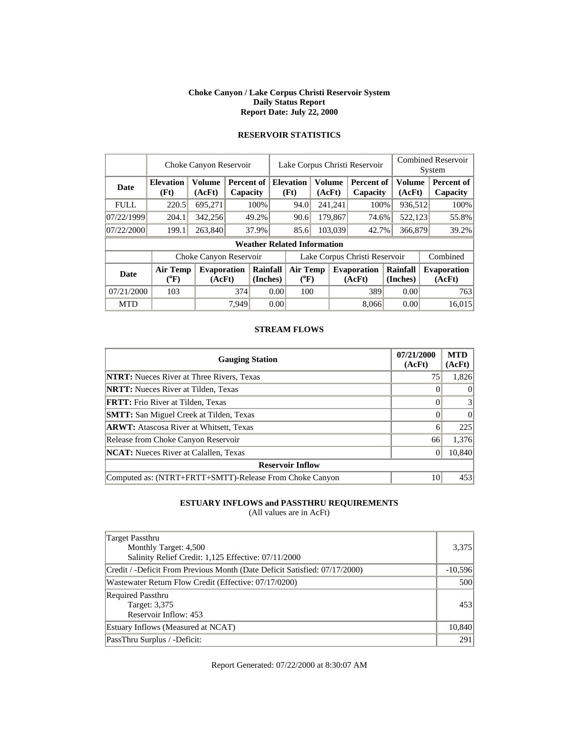**Choke Canyon / Lake Corpus Christi Reservoir System**
**Daily Status Report**
**Report Date: July 22, 2000**

## RESERVOIR STATISTICS

| | Choke Canyon Reservoir | | | Lake Corpus Christi Reservoir | | | Combined Reservoir System | |
|---|---|---|---|---|---|---|---|---|
| **Date** | **Elevation (Ft)** | **Volume (AcFt)** | **Percent of Capacity** | **Elevation (Ft)** | **Volume (AcFt)** | **Percent of Capacity** | **Volume (AcFt)** | **Percent of Capacity** |
| FULL | 220.5 | 695,271 | 100% | 94.0 | 241,241 | 100% | 936,512 | 100% |
| 07/22/1999 | 204.1 | 342,256 | 49.2% | 90.6 | 179,867 | 74.6% | 522,123 | 55.8% |
| 07/22/2000 | 199.1 | 263,840 | 37.9% | 85.6 | 103,039 | 42.7% | 366,879 | 39.2% |

**Weather Related Information**

| | Choke Canyon Reservoir | | | Lake Corpus Christi Reservoir | | | Combined |
|---|---|---|---|---|---|---|---|
| **Date** | **Air Temp (°F)** | **Evaporation (AcFt)** | **Rainfall (Inches)** | **Air Temp (°F)** | **Evaporation (AcFt)** | **Rainfall (Inches)** | **Evaporation (AcFt)** |
| 07/21/2000 | 103 | 374 | 0.00 | 100 | 389 | 0.00 | 763 |
| MTD | | 7,949 | 0.00 | | 8,066 | 0.00 | 16,015 |

## STREAM FLOWS

| Gauging Station | 07/21/2000 (AcFt) | MTD (AcFt) |
|---|---|---|
| **NTRT:** Nueces River at Three Rivers, Texas | 75 | 1,826 |
| **NRTT:** Nueces River at Tilden, Texas | 0 | 0 |
| **FRTT:** Frio River at Tilden, Texas | 0 | 3 |
| **SMTT:** San Miguel Creek at Tilden, Texas | 0 | 0 |
| **ARWT:** Atascosa River at Whitsett, Texas | 6 | 225 |
| Release from Choke Canyon Reservoir | 66 | 1,376 |
| **NCAT:** Nueces River at Calallen, Texas | 0 | 10,840 |
| **Reservoir Inflow** | | |
| Computed as: (NTRT+FRTT+SMTT)-Release From Choke Canyon | 10 | 453 |

## ESTUARY INFLOWS and PASSTHRU REQUIREMENTS

(All values are in AcFt)

| | |
|---|---|
| Target Passthru<br>Monthly Target: 4,500<br>Salinity Relief Credit: 1,125 Effective: 07/11/2000 | 3,375 |
| Credit / -Deficit From Previous Month (Date Deficit Satisfied: 07/17/2000) | -10,596 |
| Wastewater Return Flow Credit (Effective: 07/17/0200) | 500 |
| Required Passthru<br>Target: 3,375<br>Reservoir Inflow: 453 | 453 |
| Estuary Inflows (Measured at NCAT) | 10,840 |
| PassThru Surplus / -Deficit: | 291 |

Report Generated: 07/22/2000 at 8:30:07 AM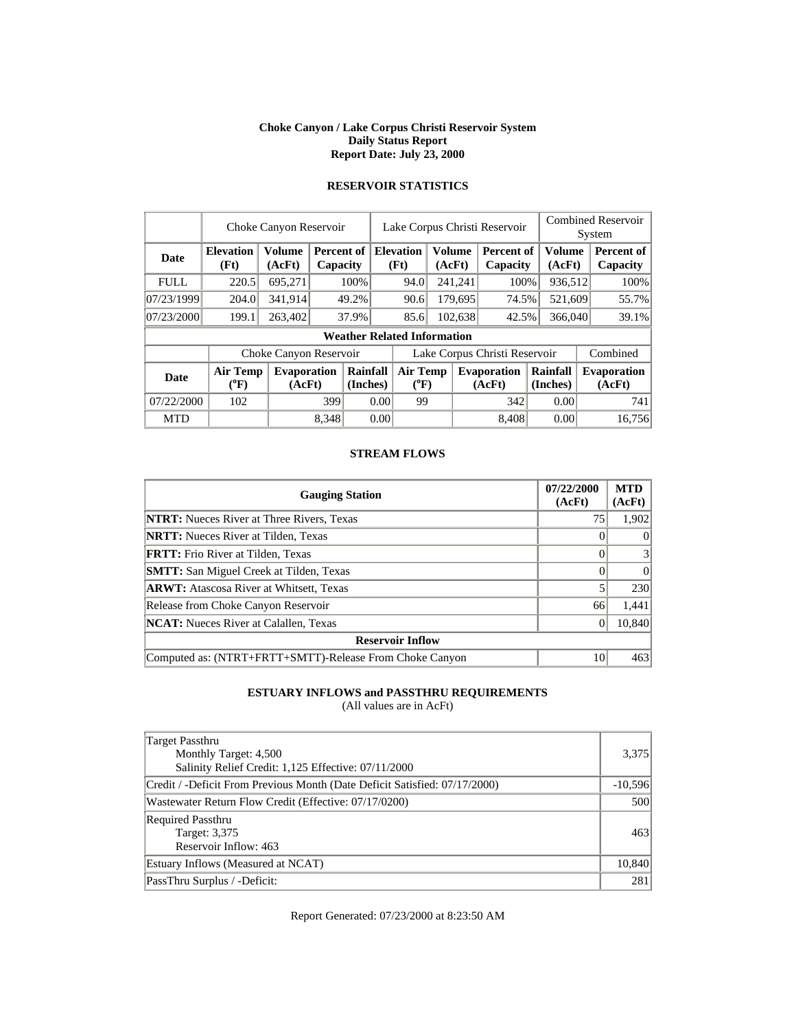**Choke Canyon / Lake Corpus Christi Reservoir System**
**Daily Status Report**
**Report Date: July 23, 2000**

## RESERVOIR STATISTICS

| | Choke Canyon Reservoir | | | Lake Corpus Christi Reservoir | | | Combined Reservoir System | |
|---|---|---|---|---|---|---|---|---|
| **Date** | **Elevation (Ft)** | **Volume (AcFt)** | **Percent of Capacity** | **Elevation (Ft)** | **Volume (AcFt)** | **Percent of Capacity** | **Volume (AcFt)** | **Percent of Capacity** |
| FULL | 220.5 | 695,271 | 100% | 94.0 | 241,241 | 100% | 936,512 | 100% |
| 07/23/1999 | 204.0 | 341,914 | 49.2% | 90.6 | 179,695 | 74.5% | 521,609 | 55.7% |
| 07/23/2000 | 199.1 | 263,402 | 37.9% | 85.6 | 102,638 | 42.5% | 366,040 | 39.1% |

**Weather Related Information**

| | Choke Canyon Reservoir | | | Lake Corpus Christi Reservoir | | | Combined |
|---|---|---|---|---|---|---|---|
| **Date** | **Air Temp (°F)** | **Evaporation (AcFt)** | **Rainfall (Inches)** | **Air Temp (°F)** | **Evaporation (AcFt)** | **Rainfall (Inches)** | **Evaporation (AcFt)** |
| 07/22/2000 | 102 | 399 | 0.00 | 99 | 342 | 0.00 | 741 |
| MTD | | 8,348 | 0.00 | | 8,408 | 0.00 | 16,756 |

## STREAM FLOWS

| Gauging Station | 07/22/2000 (AcFt) | MTD (AcFt) |
|---|---|---|
| **NTRT:** Nueces River at Three Rivers, Texas | 75 | 1,902 |
| **NRTT:** Nueces River at Tilden, Texas | 0 | 0 |
| **FRTT:** Frio River at Tilden, Texas | 0 | 3 |
| **SMTT:** San Miguel Creek at Tilden, Texas | 0 | 0 |
| **ARWT:** Atascosa River at Whitsett, Texas | 5 | 230 |
| Release from Choke Canyon Reservoir | 66 | 1,441 |
| **NCAT:** Nueces River at Calallen, Texas | 0 | 10,840 |
| **Reservoir Inflow** | | |
| Computed as: (NTRT+FRTT+SMTT)-Release From Choke Canyon | 10 | 463 |

## ESTUARY INFLOWS and PASSTHRU REQUIREMENTS

(All values are in AcFt)

| | |
|---|---|
| Target Passthru<br>Monthly Target: 4,500<br>Salinity Relief Credit: 1,125 Effective: 07/11/2000 | 3,375 |
| Credit / -Deficit From Previous Month (Date Deficit Satisfied: 07/17/2000) | -10,596 |
| Wastewater Return Flow Credit (Effective: 07/17/0200) | 500 |
| Required Passthru<br>Target: 3,375<br>Reservoir Inflow: 463 | 463 |
| Estuary Inflows (Measured at NCAT) | 10,840 |
| PassThru Surplus / -Deficit: | 281 |

Report Generated: 07/23/2000 at 8:23:50 AM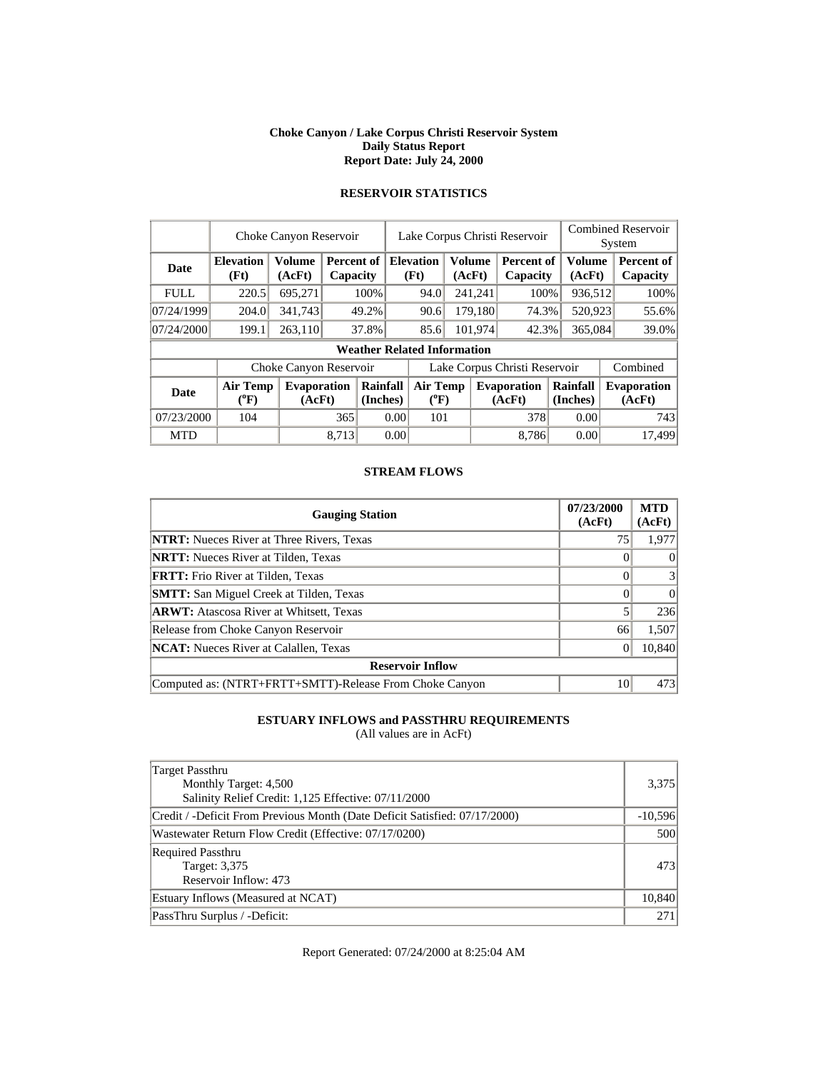**Choke Canyon / Lake Corpus Christi Reservoir System**
**Daily Status Report**
**Report Date: July 24, 2000**

## RESERVOIR STATISTICS

| | Choke Canyon Reservoir | | | Lake Corpus Christi Reservoir | | | Combined Reservoir System | |
|---|---|---|---|---|---|---|---|---|
| **Date** | **Elevation (Ft)** | **Volume (AcFt)** | **Percent of Capacity** | **Elevation (Ft)** | **Volume (AcFt)** | **Percent of Capacity** | **Volume (AcFt)** | **Percent of Capacity** |
| FULL | 220.5 | 695,271 | 100% | 94.0 | 241,241 | 100% | 936,512 | 100% |
| 07/24/1999 | 204.0 | 341,743 | 49.2% | 90.6 | 179,180 | 74.3% | 520,923 | 55.6% |
| 07/24/2000 | 199.1 | 263,110 | 37.8% | 85.6 | 101,974 | 42.3% | 365,084 | 39.0% |

**Weather Related Information**

| | Choke Canyon Reservoir | | | Lake Corpus Christi Reservoir | | | Combined |
|---|---|---|---|---|---|---|---|
| **Date** | **Air Temp (°F)** | **Evaporation (AcFt)** | **Rainfall (Inches)** | **Air Temp (°F)** | **Evaporation (AcFt)** | **Rainfall (Inches)** | **Evaporation (AcFt)** |
| 07/23/2000 | 104 | 365 | 0.00 | 101 | 378 | 0.00 | 743 |
| MTD | | 8,713 | 0.00 | | 8,786 | 0.00 | 17,499 |

## STREAM FLOWS

| Gauging Station | 07/23/2000 (AcFt) | MTD (AcFt) |
|---|---|---|
| **NTRT:** Nueces River at Three Rivers, Texas | 75 | 1,977 |
| **NRTT:** Nueces River at Tilden, Texas | 0 | 0 |
| **FRTT:** Frio River at Tilden, Texas | 0 | 3 |
| **SMTT:** San Miguel Creek at Tilden, Texas | 0 | 0 |
| **ARWT:** Atascosa River at Whitsett, Texas | 5 | 236 |
| Release from Choke Canyon Reservoir | 66 | 1,507 |
| **NCAT:** Nueces River at Calallen, Texas | 0 | 10,840 |
| **Reservoir Inflow** | | |
| Computed as: (NTRT+FRTT+SMTT)-Release From Choke Canyon | 10 | 473 |

## ESTUARY INFLOWS and PASSTHRU REQUIREMENTS

(All values are in AcFt)

| | |
|---|---|
| Target Passthru<br>Monthly Target: 4,500<br>Salinity Relief Credit: 1,125 Effective: 07/11/2000 | 3,375 |
| Credit / -Deficit From Previous Month (Date Deficit Satisfied: 07/17/2000) | -10,596 |
| Wastewater Return Flow Credit (Effective: 07/17/0200) | 500 |
| Required Passthru<br>Target: 3,375<br>Reservoir Inflow: 473 | 473 |
| Estuary Inflows (Measured at NCAT) | 10,840 |
| PassThru Surplus / -Deficit: | 271 |

Report Generated: 07/24/2000 at 8:25:04 AM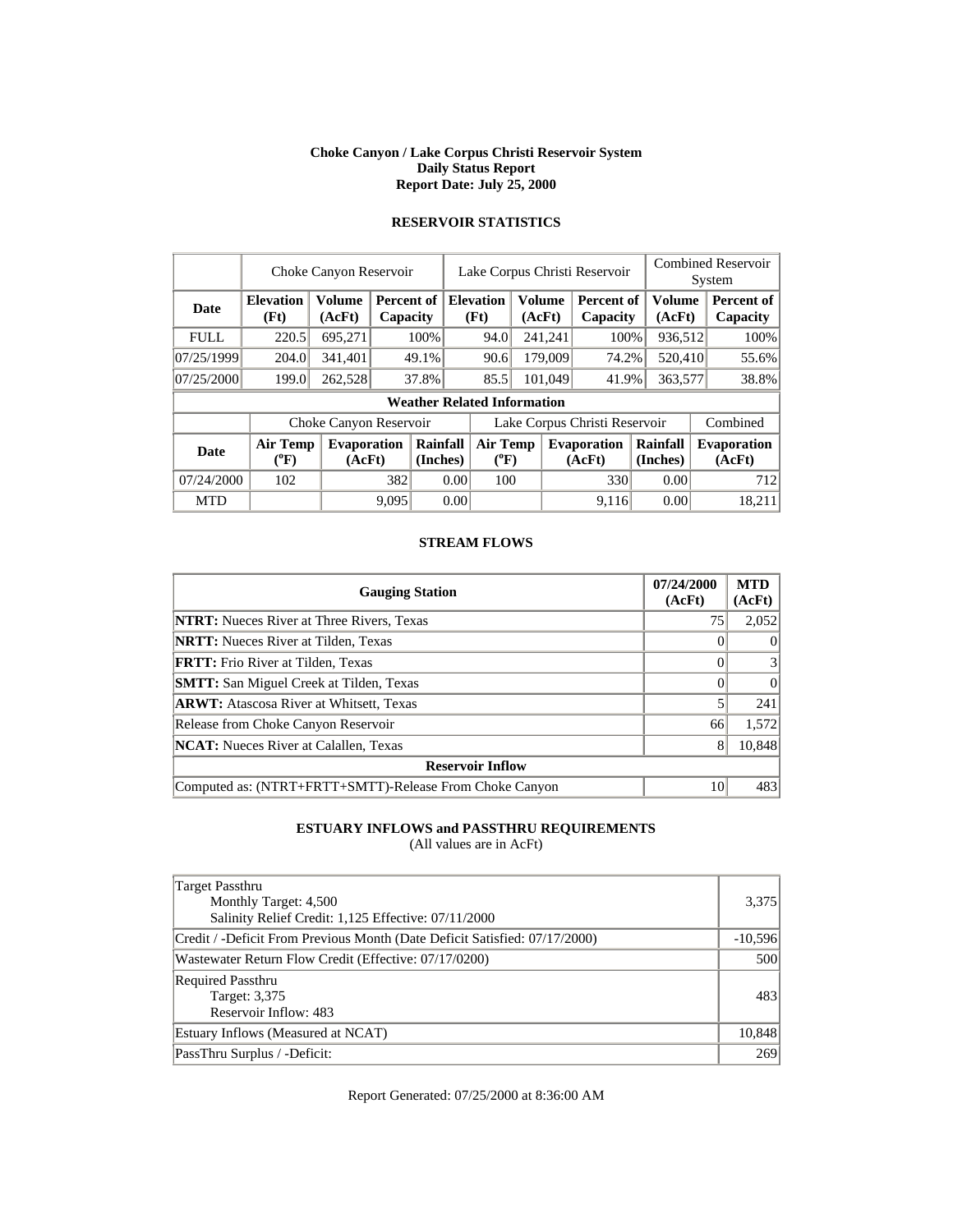# Choke Canyon / Lake Corpus Christi Reservoir System
## Daily Status Report
### Report Date: July 25, 2000

## RESERVOIR STATISTICS

| | Choke Canyon Reservoir | | | Lake Corpus Christi Reservoir | | | Combined Reservoir System | |
|---|---|---|---|---|---|---|---|---|
| **Date** | **Elevation (Ft)** | **Volume (AcFt)** | **Percent of Capacity** | **Elevation (Ft)** | **Volume (AcFt)** | **Percent of Capacity** | **Volume (AcFt)** | **Percent of Capacity** |
| FULL | 220.5 | 695,271 | 100% | 94.0 | 241,241 | 100% | 936,512 | 100% |
| 07/25/1999 | 204.0 | 341,401 | 49.1% | 90.6 | 179,009 | 74.2% | 520,410 | 55.6% |
| 07/25/2000 | 199.0 | 262,528 | 37.8% | 85.5 | 101,049 | 41.9% | 363,577 | 38.8% |

**Weather Related Information**

| | Choke Canyon Reservoir | | | Lake Corpus Christi Reservoir | | | Combined |
|---|---|---|---|---|---|---|---|
| **Date** | **Air Temp (°F)** | **Evaporation (AcFt)** | **Rainfall (Inches)** | **Air Temp (°F)** | **Evaporation (AcFt)** | **Rainfall (Inches)** | **Evaporation (AcFt)** |
| 07/24/2000 | 102 | 382 | 0.00 | 100 | 330 | 0.00 | 712 |
| MTD | | 9,095 | 0.00 | | 9,116 | 0.00 | 18,211 |

## STREAM FLOWS

| Gauging Station | 07/24/2000 (AcFt) | MTD (AcFt) |
|---|---|---|
| **NTRT:** Nueces River at Three Rivers, Texas | 75 | 2,052 |
| **NRTT:** Nueces River at Tilden, Texas | 0 | 0 |
| **FRTT:** Frio River at Tilden, Texas | 0 | 3 |
| **SMTT:** San Miguel Creek at Tilden, Texas | 0 | 0 |
| **ARWT:** Atascosa River at Whitsett, Texas | 5 | 241 |
| Release from Choke Canyon Reservoir | 66 | 1,572 |
| **NCAT:** Nueces River at Calallen, Texas | 8 | 10,848 |
| **Reservoir Inflow** | | |
| Computed as: (NTRT+FRTT+SMTT)-Release From Choke Canyon | 10 | 483 |

## ESTUARY INFLOWS and PASSTHRU REQUIREMENTS

(All values are in AcFt)

| | |
|---|---|
| Target Passthru<br>Monthly Target: 4,500<br>Salinity Relief Credit: 1,125 Effective: 07/11/2000 | 3,375 |
| Credit / -Deficit From Previous Month (Date Deficit Satisfied: 07/17/2000) | -10,596 |
| Wastewater Return Flow Credit (Effective: 07/17/0200) | 500 |
| Required Passthru<br>Target: 3,375<br>Reservoir Inflow: 483 | 483 |
| Estuary Inflows (Measured at NCAT) | 10,848 |
| PassThru Surplus / -Deficit: | 269 |

Report Generated: 07/25/2000 at 8:36:00 AM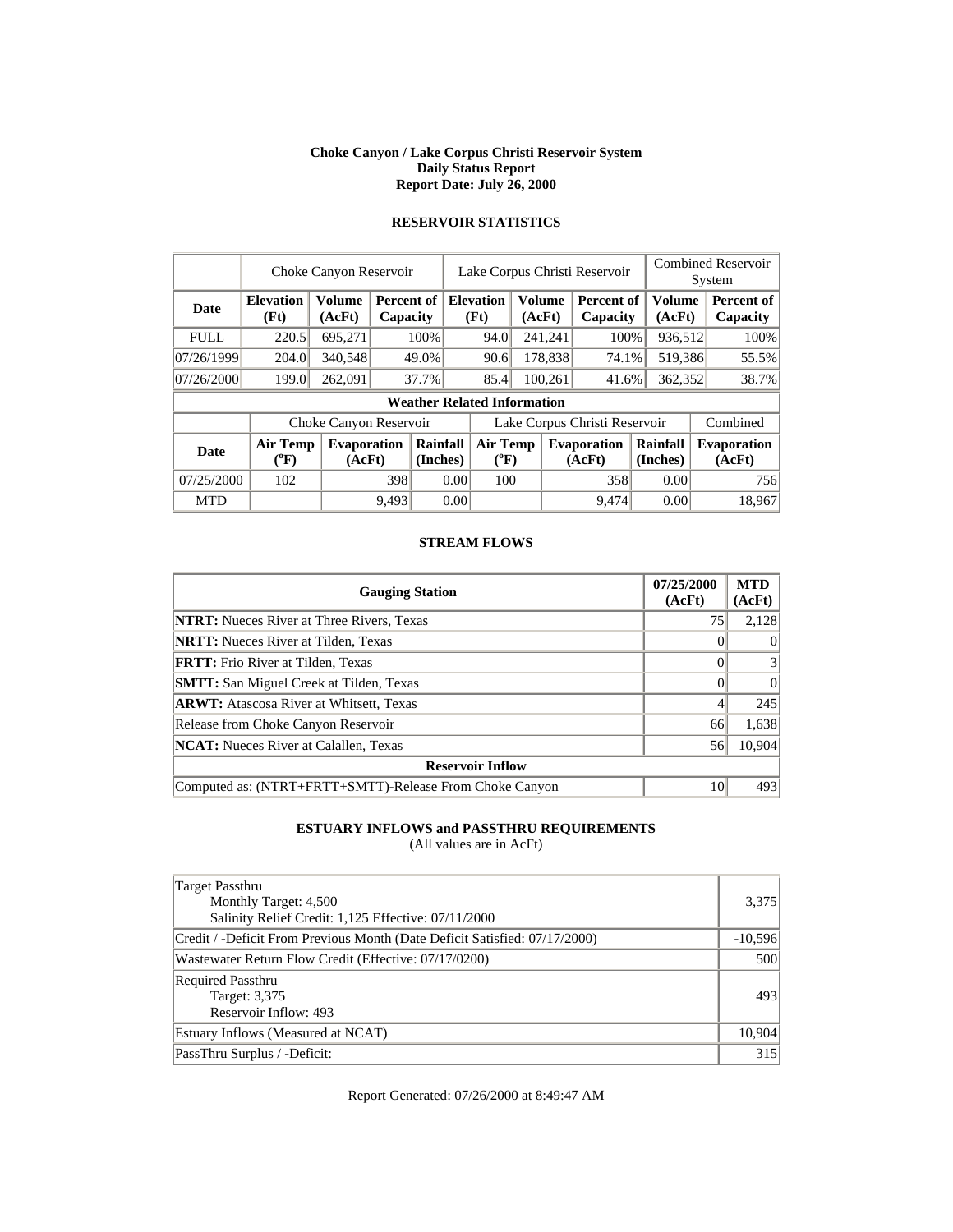**Choke Canyon / Lake Corpus Christi Reservoir System**
**Daily Status Report**
**Report Date: July 26, 2000**

## RESERVOIR STATISTICS

| | Choke Canyon Reservoir | | | Lake Corpus Christi Reservoir | | | Combined Reservoir System | |
|---|---|---|---|---|---|---|---|---|
| **Date** | **Elevation (Ft)** | **Volume (AcFt)** | **Percent of Capacity** | **Elevation (Ft)** | **Volume (AcFt)** | **Percent of Capacity** | **Volume (AcFt)** | **Percent of Capacity** |
| FULL | 220.5 | 695,271 | 100% | 94.0 | 241,241 | 100% | 936,512 | 100% |
| 07/26/1999 | 204.0 | 340,548 | 49.0% | 90.6 | 178,838 | 74.1% | 519,386 | 55.5% |
| 07/26/2000 | 199.0 | 262,091 | 37.7% | 85.4 | 100,261 | 41.6% | 362,352 | 38.7% |

**Weather Related Information**

| | Choke Canyon Reservoir | | | Lake Corpus Christi Reservoir | | | Combined |
|---|---|---|---|---|---|---|---|
| **Date** | **Air Temp (°F)** | **Evaporation (AcFt)** | **Rainfall (Inches)** | **Air Temp (°F)** | **Evaporation (AcFt)** | **Rainfall (Inches)** | **Evaporation (AcFt)** |
| 07/25/2000 | 102 | 398 | 0.00 | 100 | 358 | 0.00 | 756 |
| MTD | | 9,493 | 0.00 | | 9,474 | 0.00 | 18,967 |

## STREAM FLOWS

| Gauging Station | 07/25/2000 (AcFt) | MTD (AcFt) |
|---|---|---|
| **NTRT:** Nueces River at Three Rivers, Texas | 75 | 2,128 |
| **NRTT:** Nueces River at Tilden, Texas | 0 | 0 |
| **FRTT:** Frio River at Tilden, Texas | 0 | 3 |
| **SMTT:** San Miguel Creek at Tilden, Texas | 0 | 0 |
| **ARWT:** Atascosa River at Whitsett, Texas | 4 | 245 |
| Release from Choke Canyon Reservoir | 66 | 1,638 |
| **NCAT:** Nueces River at Calallen, Texas | 56 | 10,904 |
| **Reservoir Inflow** | | |
| Computed as: (NTRT+FRTT+SMTT)-Release From Choke Canyon | 10 | 493 |

## ESTUARY INFLOWS and PASSTHRU REQUIREMENTS

(All values are in AcFt)

| | |
|---|---|
| Target Passthru<br>Monthly Target: 4,500<br>Salinity Relief Credit: 1,125 Effective: 07/11/2000 | 3,375 |
| Credit / -Deficit From Previous Month (Date Deficit Satisfied: 07/17/2000) | -10,596 |
| Wastewater Return Flow Credit (Effective: 07/17/0200) | 500 |
| Required Passthru<br>Target: 3,375<br>Reservoir Inflow: 493 | 493 |
| Estuary Inflows (Measured at NCAT) | 10,904 |
| PassThru Surplus / -Deficit: | 315 |

Report Generated: 07/26/2000 at 8:49:47 AM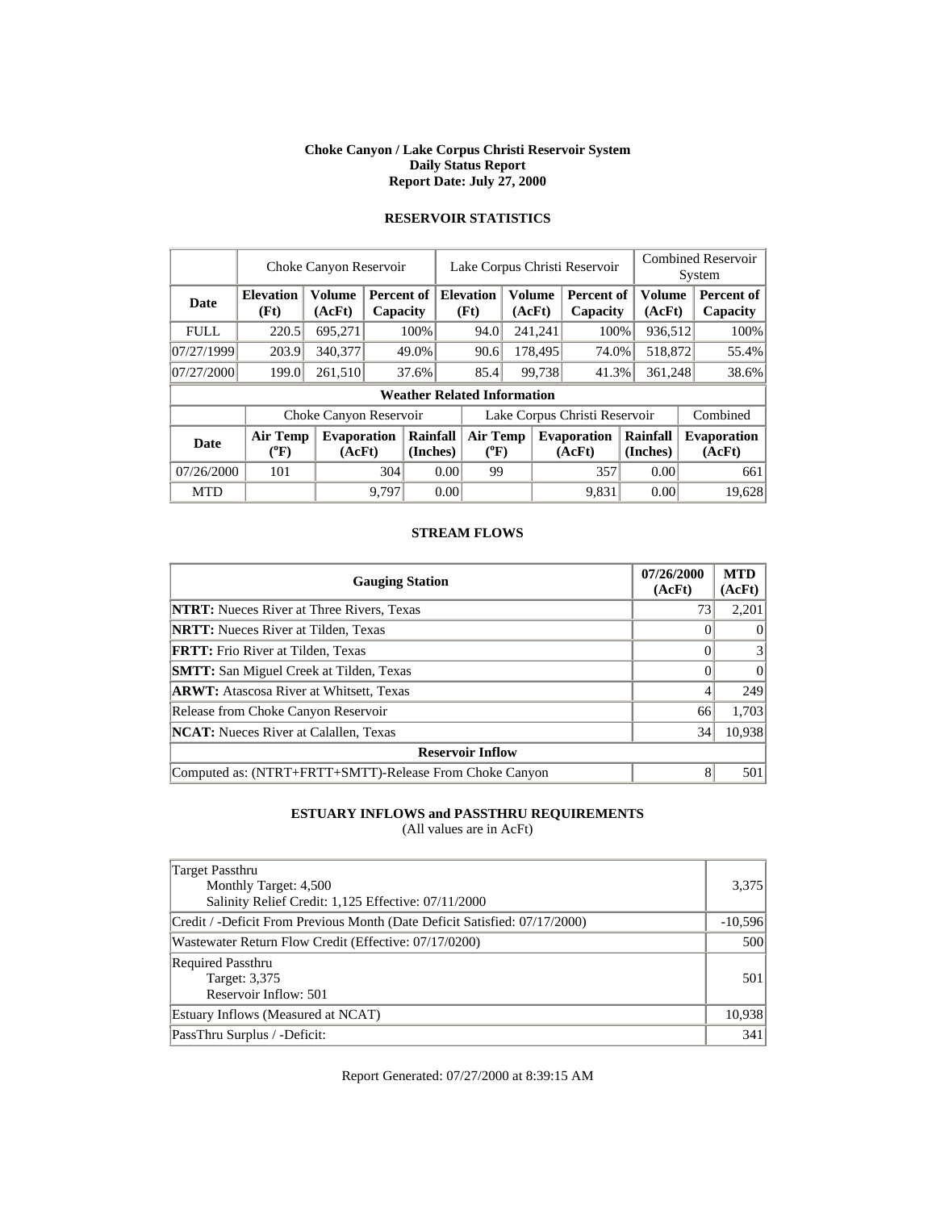**Choke Canyon / Lake Corpus Christi Reservoir System**
**Daily Status Report**
**Report Date: July 27, 2000**

## RESERVOIR STATISTICS

| | Choke Canyon Reservoir | | | Lake Corpus Christi Reservoir | | | Combined Reservoir System | |
|---|---|---|---|---|---|---|---|---|
| **Date** | **Elevation (Ft)** | **Volume (AcFt)** | **Percent of Capacity** | **Elevation (Ft)** | **Volume (AcFt)** | **Percent of Capacity** | **Volume (AcFt)** | **Percent of Capacity** |
| FULL | 220.5 | 695,271 | 100% | 94.0 | 241,241 | 100% | 936,512 | 100% |
| 07/27/1999 | 203.9 | 340,377 | 49.0% | 90.6 | 178,495 | 74.0% | 518,872 | 55.4% |
| 07/27/2000 | 199.0 | 261,510 | 37.6% | 85.4 | 99,738 | 41.3% | 361,248 | 38.6% |

**Weather Related Information**

| | Choke Canyon Reservoir | | | Lake Corpus Christi Reservoir | | | Combined |
|---|---|---|---|---|---|---|---|
| **Date** | **Air Temp (°F)** | **Evaporation (AcFt)** | **Rainfall (Inches)** | **Air Temp (°F)** | **Evaporation (AcFt)** | **Rainfall (Inches)** | **Evaporation (AcFt)** |
| 07/26/2000 | 101 | 304 | 0.00 | 99 | 357 | 0.00 | 661 |
| MTD | | 9,797 | 0.00 | | 9,831 | 0.00 | 19,628 |

## STREAM FLOWS

| Gauging Station | 07/26/2000 (AcFt) | MTD (AcFt) |
|---|---|---|
| **NTRT:** Nueces River at Three Rivers, Texas | 73 | 2,201 |
| **NRTT:** Nueces River at Tilden, Texas | 0 | 0 |
| **FRTT:** Frio River at Tilden, Texas | 0 | 3 |
| **SMTT:** San Miguel Creek at Tilden, Texas | 0 | 0 |
| **ARWT:** Atascosa River at Whitsett, Texas | 4 | 249 |
| Release from Choke Canyon Reservoir | 66 | 1,703 |
| **NCAT:** Nueces River at Calallen, Texas | 34 | 10,938 |
| **Reservoir Inflow** | | |
| Computed as: (NTRT+FRTT+SMTT)-Release From Choke Canyon | 8 | 501 |

## ESTUARY INFLOWS and PASSTHRU REQUIREMENTS

(All values are in AcFt)

| | |
|---|---|
| Target Passthru<br>Monthly Target: 4,500<br>Salinity Relief Credit: 1,125 Effective: 07/11/2000 | 3,375 |
| Credit / -Deficit From Previous Month (Date Deficit Satisfied: 07/17/2000) | -10,596 |
| Wastewater Return Flow Credit (Effective: 07/17/0200) | 500 |
| Required Passthru<br>Target: 3,375<br>Reservoir Inflow: 501 | 501 |
| Estuary Inflows (Measured at NCAT) | 10,938 |
| PassThru Surplus / -Deficit: | 341 |

Report Generated: 07/27/2000 at 8:39:15 AM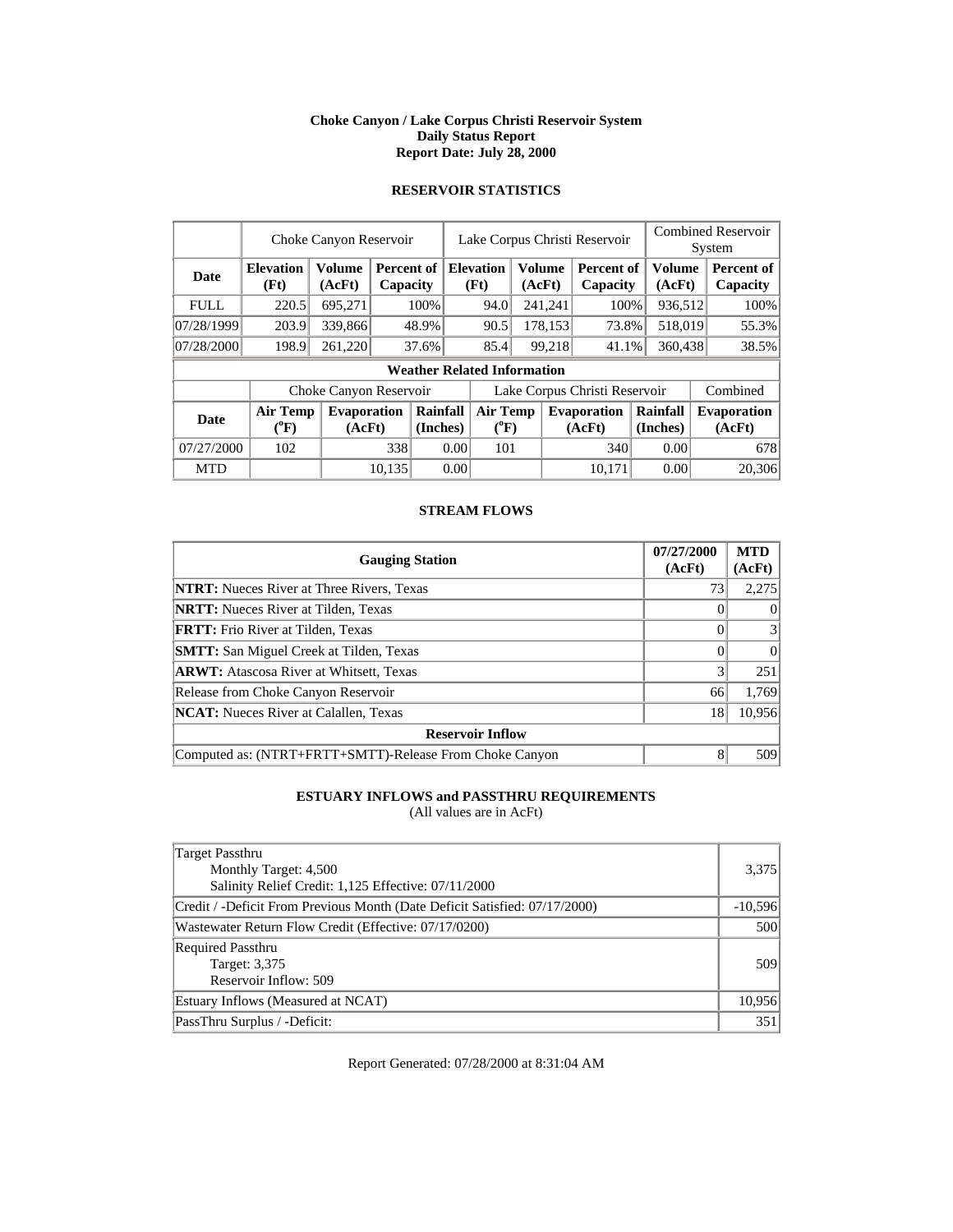**Choke Canyon / Lake Corpus Christi Reservoir System**
**Daily Status Report**
**Report Date: July 28, 2000**

## RESERVOIR STATISTICS

| | Choke Canyon Reservoir | | | Lake Corpus Christi Reservoir | | | Combined Reservoir System | |
|---|---|---|---|---|---|---|---|---|
| **Date** | **Elevation (Ft)** | **Volume (AcFt)** | **Percent of Capacity** | **Elevation (Ft)** | **Volume (AcFt)** | **Percent of Capacity** | **Volume (AcFt)** | **Percent of Capacity** |
| FULL | 220.5 | 695,271 | 100% | 94.0 | 241,241 | 100% | 936,512 | 100% |
| 07/28/1999 | 203.9 | 339,866 | 48.9% | 90.5 | 178,153 | 73.8% | 518,019 | 55.3% |
| 07/28/2000 | 198.9 | 261,220 | 37.6% | 85.4 | 99,218 | 41.1% | 360,438 | 38.5% |

**Weather Related Information**

| | Choke Canyon Reservoir | | | Lake Corpus Christi Reservoir | | | Combined |
|---|---|---|---|---|---|---|---|
| **Date** | **Air Temp (°F)** | **Evaporation (AcFt)** | **Rainfall (Inches)** | **Air Temp (°F)** | **Evaporation (AcFt)** | **Rainfall (Inches)** | **Evaporation (AcFt)** |
| 07/27/2000 | 102 | 338 | 0.00 | 101 | 340 | 0.00 | 678 |
| MTD | | 10,135 | 0.00 | | 10,171 | 0.00 | 20,306 |

## STREAM FLOWS

| Gauging Station | 07/27/2000 (AcFt) | MTD (AcFt) |
|---|---|---|
| **NTRT:** Nueces River at Three Rivers, Texas | 73 | 2,275 |
| **NRTT:** Nueces River at Tilden, Texas | 0 | 0 |
| **FRTT:** Frio River at Tilden, Texas | 0 | 3 |
| **SMTT:** San Miguel Creek at Tilden, Texas | 0 | 0 |
| **ARWT:** Atascosa River at Whitsett, Texas | 3 | 251 |
| Release from Choke Canyon Reservoir | 66 | 1,769 |
| **NCAT:** Nueces River at Calallen, Texas | 18 | 10,956 |
| **Reservoir Inflow** | | |
| Computed as: (NTRT+FRTT+SMTT)-Release From Choke Canyon | 8 | 509 |

## ESTUARY INFLOWS and PASSTHRU REQUIREMENTS

(All values are in AcFt)

| | |
|---|---|
| Target Passthru<br>Monthly Target: 4,500<br>Salinity Relief Credit: 1,125 Effective: 07/11/2000 | 3,375 |
| Credit / -Deficit From Previous Month (Date Deficit Satisfied: 07/17/2000) | -10,596 |
| Wastewater Return Flow Credit (Effective: 07/17/0200) | 500 |
| Required Passthru<br>Target: 3,375<br>Reservoir Inflow: 509 | 509 |
| Estuary Inflows (Measured at NCAT) | 10,956 |
| PassThru Surplus / -Deficit: | 351 |

Report Generated: 07/28/2000 at 8:31:04 AM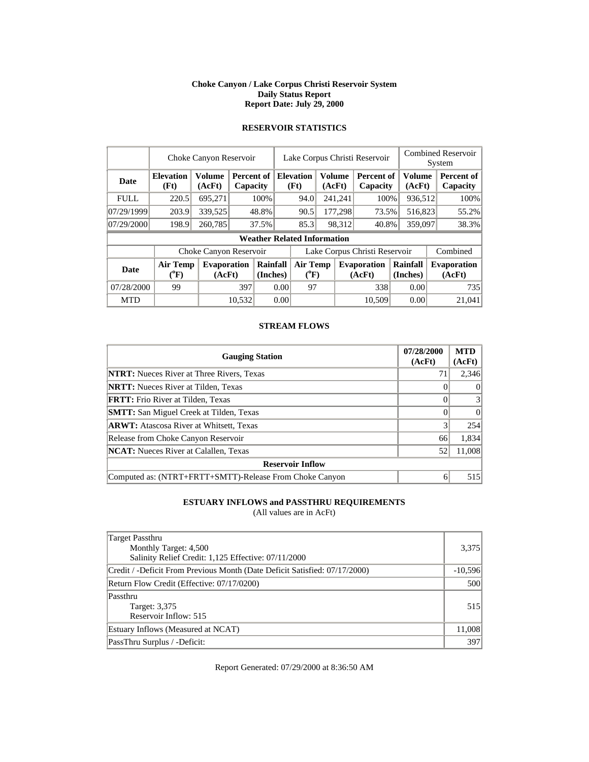# Choke Canyon / Lake Corpus Christi Reservoir System
## Daily Status Report
### Report Date: July 29, 2000

## RESERVOIR STATISTICS

| | Choke Canyon Reservoir | | | Lake Corpus Christi Reservoir | | | Combined Reservoir System | |
|---|---|---|---|---|---|---|---|---|
| **Date** | **Elevation (Ft)** | **Volume (AcFt)** | **Percent of Capacity** | **Elevation (Ft)** | **Volume (AcFt)** | **Percent of Capacity** | **Volume (AcFt)** | **Percent of Capacity** |
| FULL | 220.5 | 695,271 | 100% | 94.0 | 241,241 | 100% | 936,512 | 100% |
| 07/29/1999 | 203.9 | 339,525 | 48.8% | 90.5 | 177,298 | 73.5% | 516,823 | 55.2% |
| 07/29/2000 | 198.9 | 260,785 | 37.5% | 85.3 | 98,312 | 40.8% | 359,097 | 38.3% |

**Weather Related Information**

| | Choke Canyon Reservoir | | | Lake Corpus Christi Reservoir | | | Combined |
|---|---|---|---|---|---|---|---|
| **Date** | **Air Temp (°F)** | **Evaporation (AcFt)** | **Rainfall (Inches)** | **Air Temp (°F)** | **Evaporation (AcFt)** | **Rainfall (Inches)** | **Evaporation (AcFt)** |
| 07/28/2000 | 99 | 397 | 0.00 | 97 | 338 | 0.00 | 735 |
| MTD | | 10,532 | 0.00 | | 10,509 | 0.00 | 21,041 |

## STREAM FLOWS

| Gauging Station | 07/28/2000 (AcFt) | MTD (AcFt) |
|---|---|---|
| **NTRT:** Nueces River at Three Rivers, Texas | 71 | 2,346 |
| **NRTT:** Nueces River at Tilden, Texas | 0 | 0 |
| **FRTT:** Frio River at Tilden, Texas | 0 | 3 |
| **SMTT:** San Miguel Creek at Tilden, Texas | 0 | 0 |
| **ARWT:** Atascosa River at Whitsett, Texas | 3 | 254 |
| Release from Choke Canyon Reservoir | 66 | 1,834 |
| **NCAT:** Nueces River at Calallen, Texas | 52 | 11,008 |
| **Reservoir Inflow** | | |
| Computed as: (NTRT+FRTT+SMTT)-Release From Choke Canyon | 6 | 515 |

## ESTUARY INFLOWS and PASSTHRU REQUIREMENTS

(All values are in AcFt)

| | |
|---|---|
| Target Passthru<br>Monthly Target: 4,500<br>Salinity Relief Credit: 1,125 Effective: 07/11/2000 | 3,375 |
| Credit / -Deficit From Previous Month (Date Deficit Satisfied: 07/17/2000) | -10,596 |
| Return Flow Credit (Effective: 07/17/0200) | 500 |
| Passthru<br>Target: 3,375<br>Reservoir Inflow: 515 | 515 |
| Estuary Inflows (Measured at NCAT) | 11,008 |
| PassThru Surplus / -Deficit: | 397 |

Report Generated: 07/29/2000 at 8:36:50 AM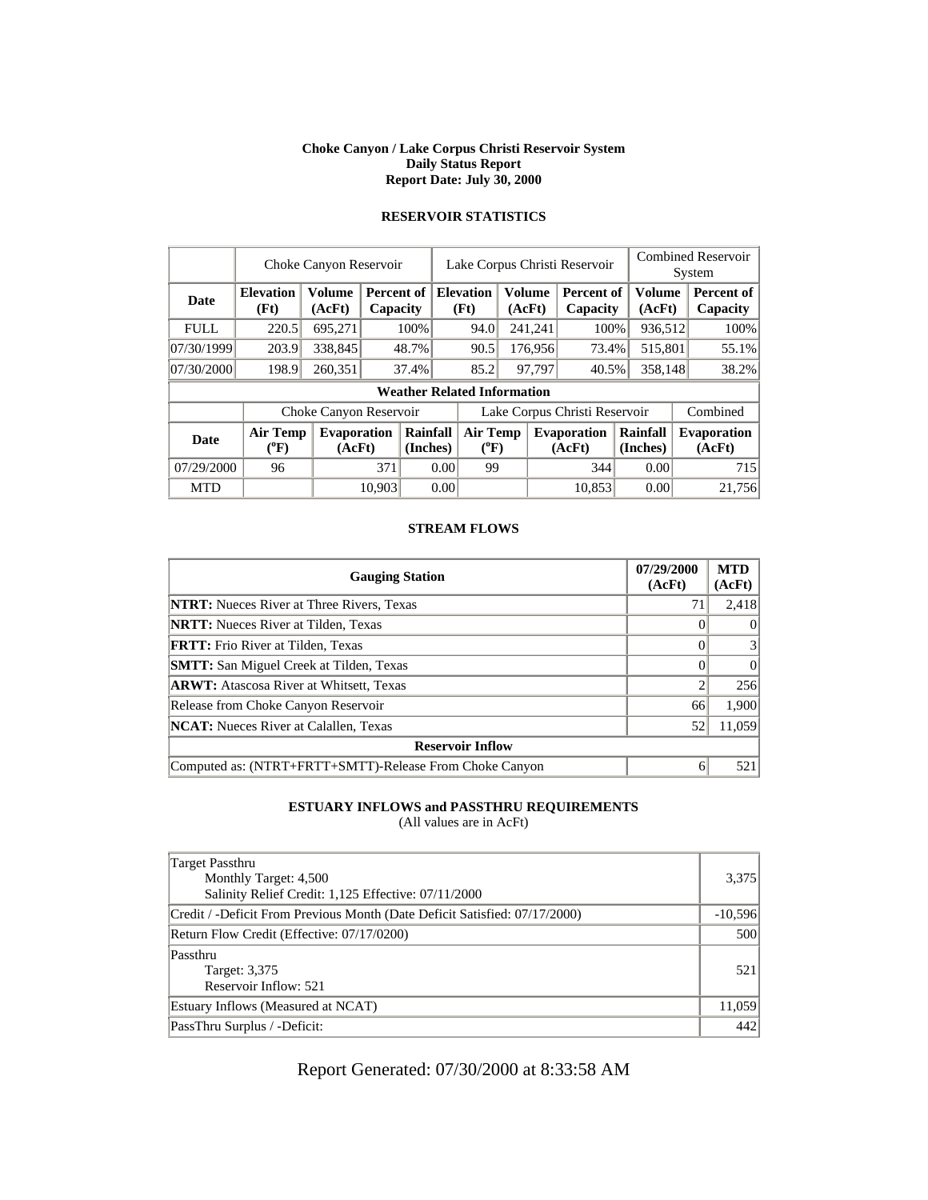**Choke Canyon / Lake Corpus Christi Reservoir System**
**Daily Status Report**
**Report Date: July 30, 2000**

### RESERVOIR STATISTICS

| | Choke Canyon Reservoir | | | Lake Corpus Christi Reservoir | | | Combined Reservoir System | |
|---|---|---|---|---|---|---|---|---|
| **Date** | **Elevation (Ft)** | **Volume (AcFt)** | **Percent of Capacity** | **Elevation (Ft)** | **Volume (AcFt)** | **Percent of Capacity** | **Volume (AcFt)** | **Percent of Capacity** |
| FULL | 220.5 | 695,271 | 100% | 94.0 | 241,241 | 100% | 936,512 | 100% |
| 07/30/1999 | 203.9 | 338,845 | 48.7% | 90.5 | 176,956 | 73.4% | 515,801 | 55.1% |
| 07/30/2000 | 198.9 | 260,351 | 37.4% | 85.2 | 97,797 | 40.5% | 358,148 | 38.2% |

**Weather Related Information**

| | Choke Canyon Reservoir | | | Lake Corpus Christi Reservoir | | | Combined |
|---|---|---|---|---|---|---|---|
| **Date** | **Air Temp (°F)** | **Evaporation (AcFt)** | **Rainfall (Inches)** | **Air Temp (°F)** | **Evaporation (AcFt)** | **Rainfall (Inches)** | **Evaporation (AcFt)** |
| 07/29/2000 | 96 | 371 | 0.00 | 99 | 344 | 0.00 | 715 |
| MTD | | 10,903 | 0.00 | | 10,853 | 0.00 | 21,756 |

### STREAM FLOWS

| Gauging Station | 07/29/2000 (AcFt) | MTD (AcFt) |
|---|---|---|
| **NTRT:** Nueces River at Three Rivers, Texas | 71 | 2,418 |
| **NRTT:** Nueces River at Tilden, Texas | 0 | 0 |
| **FRTT:** Frio River at Tilden, Texas | 0 | 3 |
| **SMTT:** San Miguel Creek at Tilden, Texas | 0 | 0 |
| **ARWT:** Atascosa River at Whitsett, Texas | 2 | 256 |
| Release from Choke Canyon Reservoir | 66 | 1,900 |
| **NCAT:** Nueces River at Calallen, Texas | 52 | 11,059 |
| **Reservoir Inflow** | | |
| Computed as: (NTRT+FRTT+SMTT)-Release From Choke Canyon | 6 | 521 |

### ESTUARY INFLOWS and PASSTHRU REQUIREMENTS
(All values are in AcFt)

| | |
|---|---|
| Target Passthru<br>Monthly Target: 4,500<br>Salinity Relief Credit: 1,125 Effective: 07/11/2000 | 3,375 |
| Credit / -Deficit From Previous Month (Date Deficit Satisfied: 07/17/2000) | -10,596 |
| Return Flow Credit (Effective: 07/17/0200) | 500 |
| Passthru<br>Target: 3,375<br>Reservoir Inflow: 521 | 521 |
| Estuary Inflows (Measured at NCAT) | 11,059 |
| PassThru Surplus / -Deficit: | 442 |

Report Generated: 07/30/2000 at 8:33:58 AM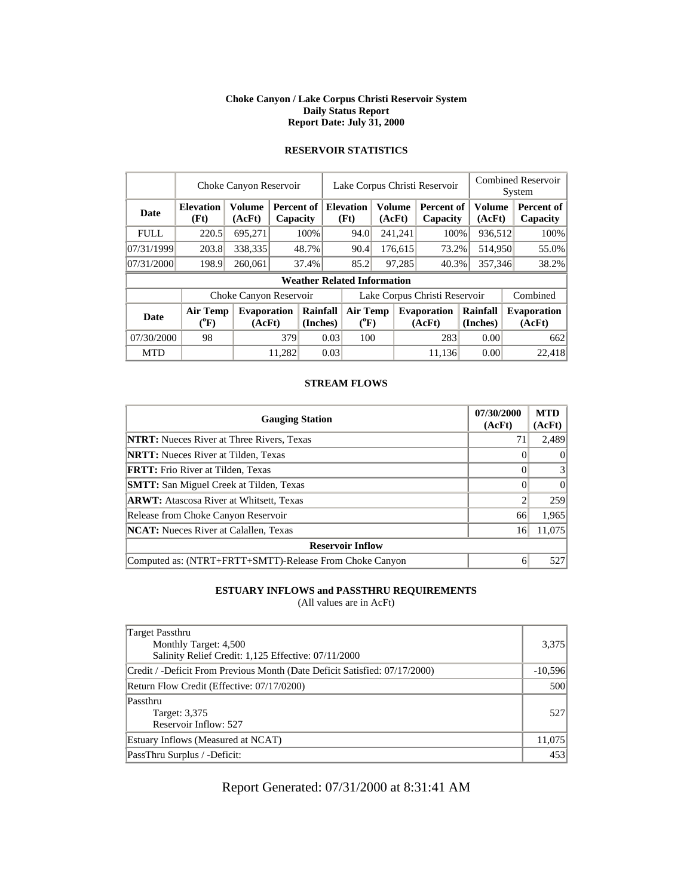**Choke Canyon / Lake Corpus Christi Reservoir System**
**Daily Status Report**
**Report Date: July 31, 2000**

## RESERVOIR STATISTICS

| | Choke Canyon Reservoir | | | Lake Corpus Christi Reservoir | | | Combined Reservoir System | |
|---|---|---|---|---|---|---|---|---|
| **Date** | **Elevation (Ft)** | **Volume (AcFt)** | **Percent of Capacity** | **Elevation (Ft)** | **Volume (AcFt)** | **Percent of Capacity** | **Volume (AcFt)** | **Percent of Capacity** |
| FULL | 220.5 | 695,271 | 100% | 94.0 | 241,241 | 100% | 936,512 | 100% |
| 07/31/1999 | 203.8 | 338,335 | 48.7% | 90.4 | 176,615 | 73.2% | 514,950 | 55.0% |
| 07/31/2000 | 198.9 | 260,061 | 37.4% | 85.2 | 97,285 | 40.3% | 357,346 | 38.2% |

**Weather Related Information**

| | Choke Canyon Reservoir | | | Lake Corpus Christi Reservoir | | | Combined |
|---|---|---|---|---|---|---|---|
| **Date** | **Air Temp (°F)** | **Evaporation (AcFt)** | **Rainfall (Inches)** | **Air Temp (°F)** | **Evaporation (AcFt)** | **Rainfall (Inches)** | **Evaporation (AcFt)** |
| 07/30/2000 | 98 | 379 | 0.03 | 100 | 283 | 0.00 | 662 |
| MTD | | 11,282 | 0.03 | | 11,136 | 0.00 | 22,418 |

## STREAM FLOWS

| Gauging Station | 07/30/2000 (AcFt) | MTD (AcFt) |
|---|---|---|
| **NTRT:** Nueces River at Three Rivers, Texas | 71 | 2,489 |
| **NRTT:** Nueces River at Tilden, Texas | 0 | 0 |
| **FRTT:** Frio River at Tilden, Texas | 0 | 3 |
| **SMTT:** San Miguel Creek at Tilden, Texas | 0 | 0 |
| **ARWT:** Atascosa River at Whitsett, Texas | 2 | 259 |
| Release from Choke Canyon Reservoir | 66 | 1,965 |
| **NCAT:** Nueces River at Calallen, Texas | 16 | 11,075 |
| **Reservoir Inflow** | | |
| Computed as: (NTRT+FRTT+SMTT)-Release From Choke Canyon | 6 | 527 |

## ESTUARY INFLOWS and PASSTHRU REQUIREMENTS

(All values are in AcFt)

| | |
|---|---|
| Target Passthru<br>Monthly Target: 4,500<br>Salinity Relief Credit: 1,125 Effective: 07/11/2000 | 3,375 |
| Credit / -Deficit From Previous Month (Date Deficit Satisfied: 07/17/2000) | -10,596 |
| Return Flow Credit (Effective: 07/17/0200) | 500 |
| Passthru<br>Target: 3,375<br>Reservoir Inflow: 527 | 527 |
| Estuary Inflows (Measured at NCAT) | 11,075 |
| PassThru Surplus / -Deficit: | 453 |

Report Generated: 07/31/2000 at 8:31:41 AM